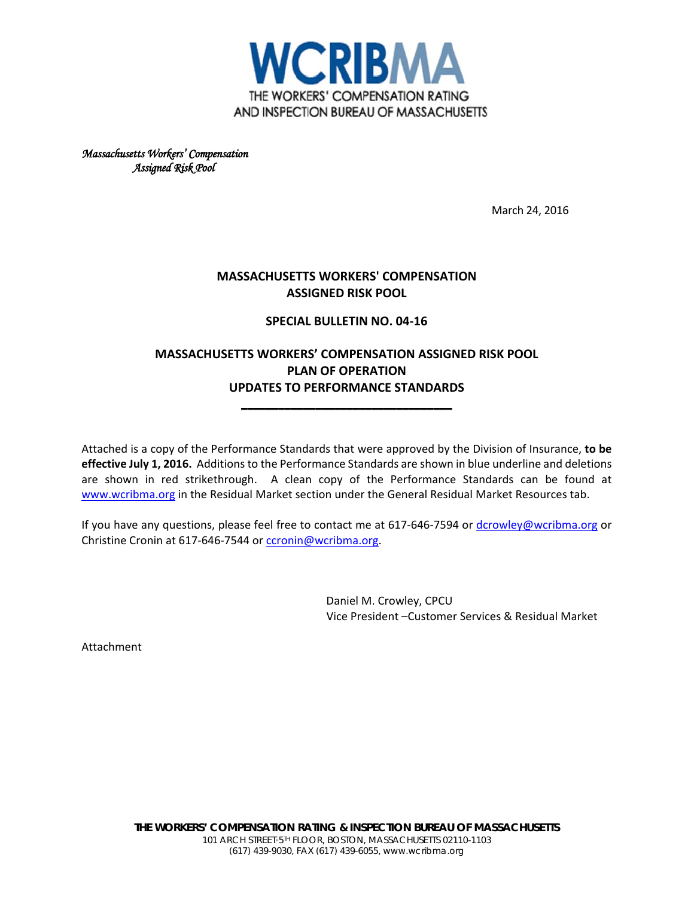# WCRIBMA

THE WORKERS' COMPENSATION RATING AND INSPECTION BUREAU OF MASSACHUSETTS

*Massachusetts Workers' Compensation Assigned Risk Pool*

March 24, 2016

## MASSACHUSETTS WORKERS' COMPENSATION ASSIGNED RISK POOL

## SPECIAL BULLETIN NO. 04-16

## MASSACHUSETTS WORKERS' COMPENSATION ASSIGNED RISK POOL PLAN OF OPERATION UPDATES TO PERFORMANCE STANDARDS

Attached is a copy of the Performance Standards that were approved by the Division of Insurance, **to be effective July 1, 2016.** Additions to the Performance Standards are shown in blue underline and deletions are shown in red strikethrough. A clean copy of the Performance Standards can be found at www.wcribma.org in the Residual Market section under the General Residual Market Resources tab.

If you have any questions, please feel free to contact me at 617-646-7594 or dcrowley@wcribma.org or Christine Cronin at 617-646-7544 or ccronin@wcribma.org.

Daniel M. Crowley, CPCU
Vice President –Customer Services & Residual Market

Attachment

**THE WORKERS' COMPENSATION RATING & INSPECTION BUREAU OF MASSACHUSETTS**
101 ARCH STREET·5TH FLOOR, BOSTON, MASSACHUSETTS 02110-1103
(617) 439-9030, FAX (617) 439-6055, www.wcribma.org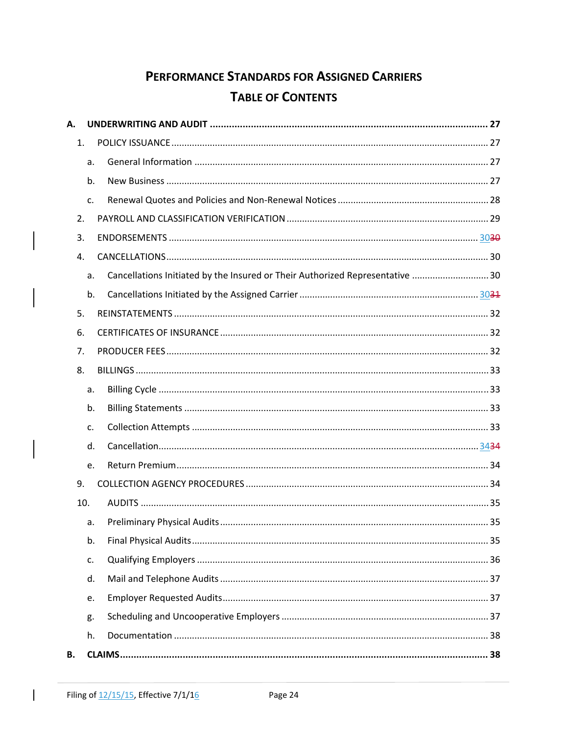# PERFORMANCE STANDARDS FOR ASSIGNED CARRIERS

## TABLE OF CONTENTS

**A. UNDERWRITING AND AUDIT ..... 27**

1. POLICY ISSUANCE ..... 27
   - a. General Information ..... 27
   - b. New Business ..... 27
   - c. Renewal Quotes and Policies and Non-Renewal Notices ..... 28
2. PAYROLL AND CLASSIFICATION VERIFICATION ..... 29
3. ENDORSEMENTS ..... 3030
4. CANCELLATIONS ..... 30
   - a. Cancellations Initiated by the Insured or Their Authorized Representative ..... 30
   - b. Cancellations Initiated by the Assigned Carrier ..... 3031
5. REINSTATEMENTS ..... 32
6. CERTIFICATES OF INSURANCE ..... 32
7. PRODUCER FEES ..... 32
8. BILLINGS ..... 33
   - a. Billing Cycle ..... 33
   - b. Billing Statements ..... 33
   - c. Collection Attempts ..... 33
   - d. Cancellation ..... 3434
   - e. Return Premium ..... 34
9. COLLECTION AGENCY PROCEDURES ..... 34
10. AUDITS ..... 35
    - a. Preliminary Physical Audits ..... 35
    - b. Final Physical Audits ..... 35
    - c. Qualifying Employers ..... 36
    - d. Mail and Telephone Audits ..... 37
    - e. Employer Requested Audits ..... 37
    - g. Scheduling and Uncooperative Employers ..... 37
    - h. Documentation ..... 38

**B. CLAIMS ..... 38**

Filing of 12/15/15, Effective 7/1/16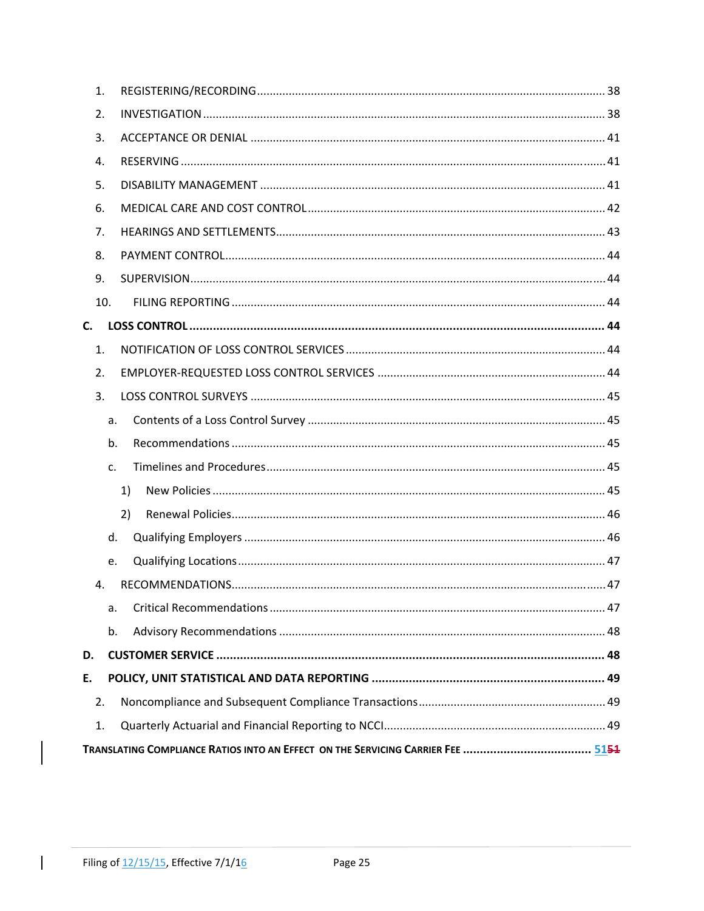1. REGISTERING/RECORDING ............................................................................................................. 38
2. INVESTIGATION ............................................................................................................................. 38
3. ACCEPTANCE OR DENIAL ............................................................................................................... 41
4. RESERVING .................................................................................................................................... 41
5. DISABILITY MANAGEMENT ............................................................................................................ 41
6. MEDICAL CARE AND COST CONTROL ............................................................................................. 42
7. HEARINGS AND SETTLEMENTS ....................................................................................................... 43
8. PAYMENT CONTROL ....................................................................................................................... 44
9. SUPERVISION ................................................................................................................................. 44
10. FILING REPORTING ..................................................................................................................... 44

**C. LOSS CONTROL ........................................................................................................................... 44**

1. NOTIFICATION OF LOSS CONTROL SERVICES ................................................................................. 44
2. EMPLOYER-REQUESTED LOSS CONTROL SERVICES ....................................................................... 44
3. LOSS CONTROL SURVEYS ............................................................................................................... 45
   a. Contents of a Loss Control Survey ............................................................................................. 45
   b. Recommendations ..................................................................................................................... 45
   c. Timelines and Procedures ......................................................................................................... 45
      1) New Policies ........................................................................................................................... 45
      2) Renewal Policies ..................................................................................................................... 46
   d. Qualifying Employers ................................................................................................................ 46
   e. Qualifying Locations .................................................................................................................. 47
4. RECOMMENDATIONS ...................................................................................................................... 47
   a. Critical Recommendations ......................................................................................................... 47
   b. Advisory Recommendations ...................................................................................................... 48

**D. CUSTOMER SERVICE ................................................................................................................... 48**

**E. POLICY, UNIT STATISTICAL AND DATA REPORTING ..................................................................... 49**

2. Noncompliance and Subsequent Compliance Transactions ........................................................... 49
1. Quarterly Actuarial and Financial Reporting to NCCI ...................................................................... 49

**TRANSLATING COMPLIANCE RATIOS INTO AN EFFECT ON THE SERVICING CARRIER FEE ...................................... 51~~51~~**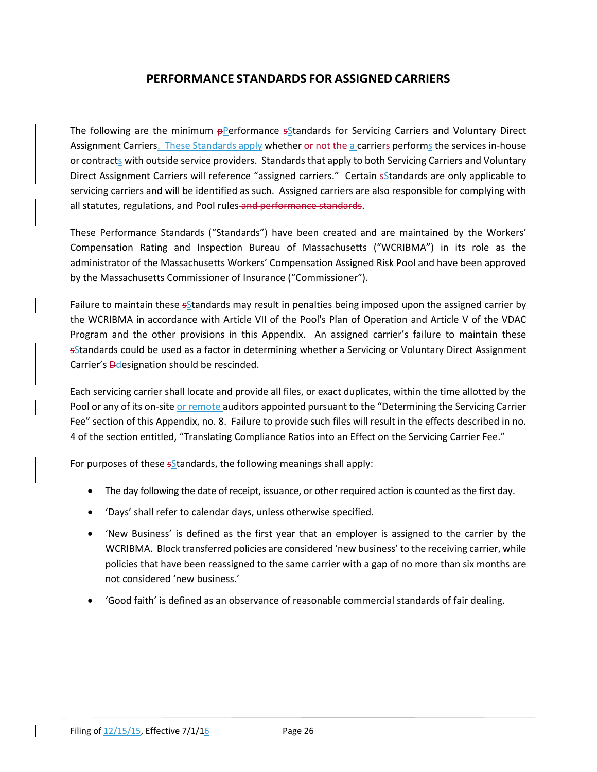# PERFORMANCE STANDARDS FOR ASSIGNED CARRIERS

The following are the minimum ~~p~~Performance ~~s~~Standards for Servicing Carriers and Voluntary Direct Assignment Carriers. These Standards apply whether ~~or not the~~ a carrier~~s~~ performs the services in-house or contracts with outside service providers. Standards that apply to both Servicing Carriers and Voluntary Direct Assignment Carriers will reference "assigned carriers." Certain ~~s~~Standards are only applicable to servicing carriers and will be identified as such. Assigned carriers are also responsible for complying with all statutes, regulations, and Pool rules~~ and performance standards~~.

These Performance Standards ("Standards") have been created and are maintained by the Workers' Compensation Rating and Inspection Bureau of Massachusetts ("WCRIBMA") in its role as the administrator of the Massachusetts Workers' Compensation Assigned Risk Pool and have been approved by the Massachusetts Commissioner of Insurance ("Commissioner").

Failure to maintain these ~~s~~Standards may result in penalties being imposed upon the assigned carrier by the WCRIBMA in accordance with Article VII of the Pool's Plan of Operation and Article V of the VDAC Program and the other provisions in this Appendix. An assigned carrier's failure to maintain these ~~s~~Standards could be used as a factor in determining whether a Servicing or Voluntary Direct Assignment Carrier's ~~D~~designation should be rescinded.

Each servicing carrier shall locate and provide all files, or exact duplicates, within the time allotted by the Pool or any of its on-site or remote auditors appointed pursuant to the "Determining the Servicing Carrier Fee" section of this Appendix, no. 8. Failure to provide such files will result in the effects described in no. 4 of the section entitled, "Translating Compliance Ratios into an Effect on the Servicing Carrier Fee."

For purposes of these ~~s~~Standards, the following meanings shall apply:

- The day following the date of receipt, issuance, or other required action is counted as the first day.
- 'Days' shall refer to calendar days, unless otherwise specified.
- 'New Business' is defined as the first year that an employer is assigned to the carrier by the WCRIBMA. Block transferred policies are considered 'new business' to the receiving carrier, while policies that have been reassigned to the same carrier with a gap of no more than six months are not considered 'new business.'
- 'Good faith' is defined as an observance of reasonable commercial standards of fair dealing.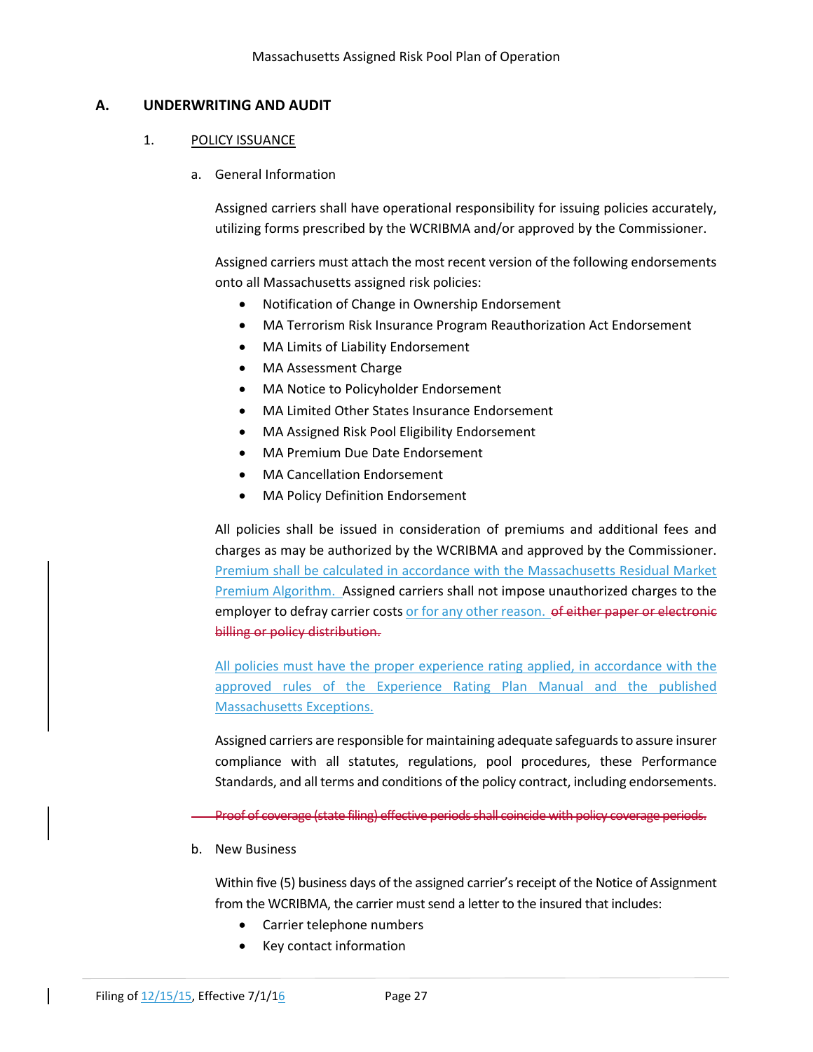## A. UNDERWRITING AND AUDIT

### 1. POLICY ISSUANCE

a. General Information

Assigned carriers shall have operational responsibility for issuing policies accurately, utilizing forms prescribed by the WCRIBMA and/or approved by the Commissioner.

Assigned carriers must attach the most recent version of the following endorsements onto all Massachusetts assigned risk policies:

- Notification of Change in Ownership Endorsement
- MA Terrorism Risk Insurance Program Reauthorization Act Endorsement
- MA Limits of Liability Endorsement
- MA Assessment Charge
- MA Notice to Policyholder Endorsement
- MA Limited Other States Insurance Endorsement
- MA Assigned Risk Pool Eligibility Endorsement
- MA Premium Due Date Endorsement
- MA Cancellation Endorsement
- MA Policy Definition Endorsement

All policies shall be issued in consideration of premiums and additional fees and charges as may be authorized by the WCRIBMA and approved by the Commissioner. Premium shall be calculated in accordance with the Massachusetts Residual Market Premium Algorithm. Assigned carriers shall not impose unauthorized charges to the employer to defray carrier costs or for any other reason. ~~of either paper or electronic billing or policy distribution.~~

All policies must have the proper experience rating applied, in accordance with the approved rules of the Experience Rating Plan Manual and the published Massachusetts Exceptions.

Assigned carriers are responsible for maintaining adequate safeguards to assure insurer compliance with all statutes, regulations, pool procedures, these Performance Standards, and all terms and conditions of the policy contract, including endorsements.

~~Proof of coverage (state filing) effective periods shall coincide with policy coverage periods.~~

b. New Business

Within five (5) business days of the assigned carrier's receipt of the Notice of Assignment from the WCRIBMA, the carrier must send a letter to the insured that includes:

- Carrier telephone numbers
- Key contact information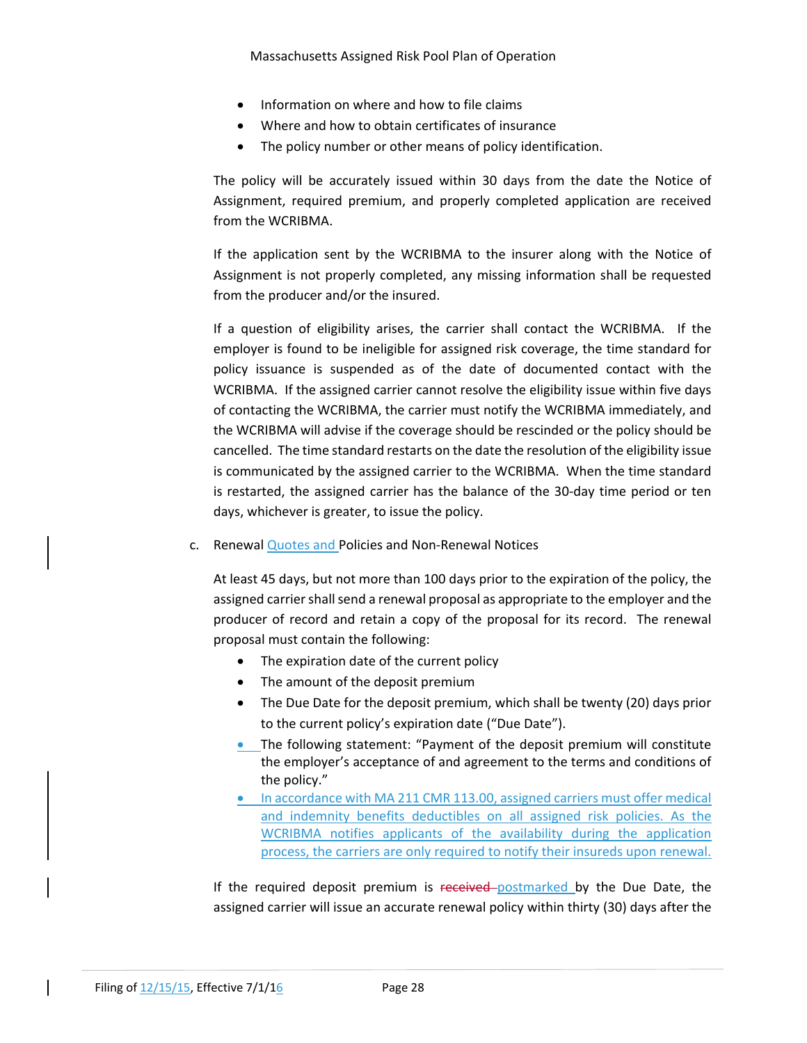- Information on where and how to file claims
- Where and how to obtain certificates of insurance
- The policy number or other means of policy identification.

The policy will be accurately issued within 30 days from the date the Notice of Assignment, required premium, and properly completed application are received from the WCRIBMA.

If the application sent by the WCRIBMA to the insurer along with the Notice of Assignment is not properly completed, any missing information shall be requested from the producer and/or the insured.

If a question of eligibility arises, the carrier shall contact the WCRIBMA. If the employer is found to be ineligible for assigned risk coverage, the time standard for policy issuance is suspended as of the date of documented contact with the WCRIBMA. If the assigned carrier cannot resolve the eligibility issue within five days of contacting the WCRIBMA, the carrier must notify the WCRIBMA immediately, and the WCRIBMA will advise if the coverage should be rescinded or the policy should be cancelled. The time standard restarts on the date the resolution of the eligibility issue is communicated by the assigned carrier to the WCRIBMA. When the time standard is restarted, the assigned carrier has the balance of the 30-day time period or ten days, whichever is greater, to issue the policy.

c. Renewal Quotes and Policies and Non-Renewal Notices

At least 45 days, but not more than 100 days prior to the expiration of the policy, the assigned carrier shall send a renewal proposal as appropriate to the employer and the producer of record and retain a copy of the proposal for its record. The renewal proposal must contain the following:

- The expiration date of the current policy
- The amount of the deposit premium
- The Due Date for the deposit premium, which shall be twenty (20) days prior to the current policy's expiration date ("Due Date").
- The following statement: "Payment of the deposit premium will constitute the employer's acceptance of and agreement to the terms and conditions of the policy."
- In accordance with MA 211 CMR 113.00, assigned carriers must offer medical and indemnity benefits deductibles on all assigned risk policies. As the WCRIBMA notifies applicants of the availability during the application process, the carriers are only required to notify their insureds upon renewal.

If the required deposit premium is ~~received~~ postmarked by the Due Date, the assigned carrier will issue an accurate renewal policy within thirty (30) days after the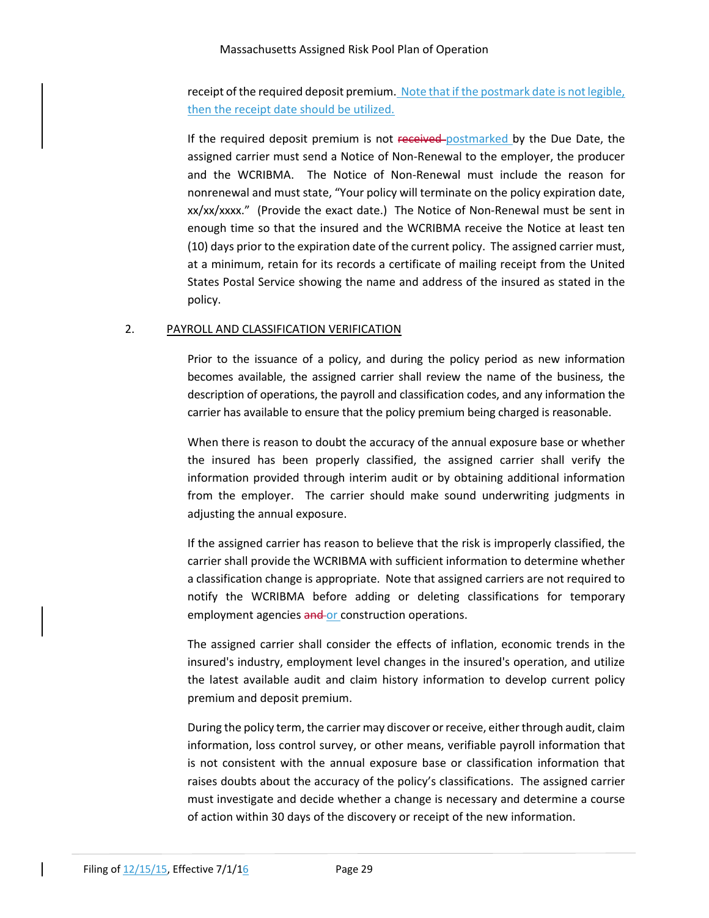receipt of the required deposit premium. Note that if the postmark date is not legible, then the receipt date should be utilized.

If the required deposit premium is not ~~received~~ postmarked by the Due Date, the assigned carrier must send a Notice of Non-Renewal to the employer, the producer and the WCRIBMA. The Notice of Non-Renewal must include the reason for nonrenewal and must state, "Your policy will terminate on the policy expiration date, xx/xx/xxxx." (Provide the exact date.) The Notice of Non-Renewal must be sent in enough time so that the insured and the WCRIBMA receive the Notice at least ten (10) days prior to the expiration date of the current policy. The assigned carrier must, at a minimum, retain for its records a certificate of mailing receipt from the United States Postal Service showing the name and address of the insured as stated in the policy.

2. PAYROLL AND CLASSIFICATION VERIFICATION

Prior to the issuance of a policy, and during the policy period as new information becomes available, the assigned carrier shall review the name of the business, the description of operations, the payroll and classification codes, and any information the carrier has available to ensure that the policy premium being charged is reasonable.

When there is reason to doubt the accuracy of the annual exposure base or whether the insured has been properly classified, the assigned carrier shall verify the information provided through interim audit or by obtaining additional information from the employer. The carrier should make sound underwriting judgments in adjusting the annual exposure.

If the assigned carrier has reason to believe that the risk is improperly classified, the carrier shall provide the WCRIBMA with sufficient information to determine whether a classification change is appropriate. Note that assigned carriers are not required to notify the WCRIBMA before adding or deleting classifications for temporary employment agencies ~~and~~ or construction operations.

The assigned carrier shall consider the effects of inflation, economic trends in the insured's industry, employment level changes in the insured's operation, and utilize the latest available audit and claim history information to develop current policy premium and deposit premium.

During the policy term, the carrier may discover or receive, either through audit, claim information, loss control survey, or other means, verifiable payroll information that is not consistent with the annual exposure base or classification information that raises doubts about the accuracy of the policy's classifications. The assigned carrier must investigate and decide whether a change is necessary and determine a course of action within 30 days of the discovery or receipt of the new information.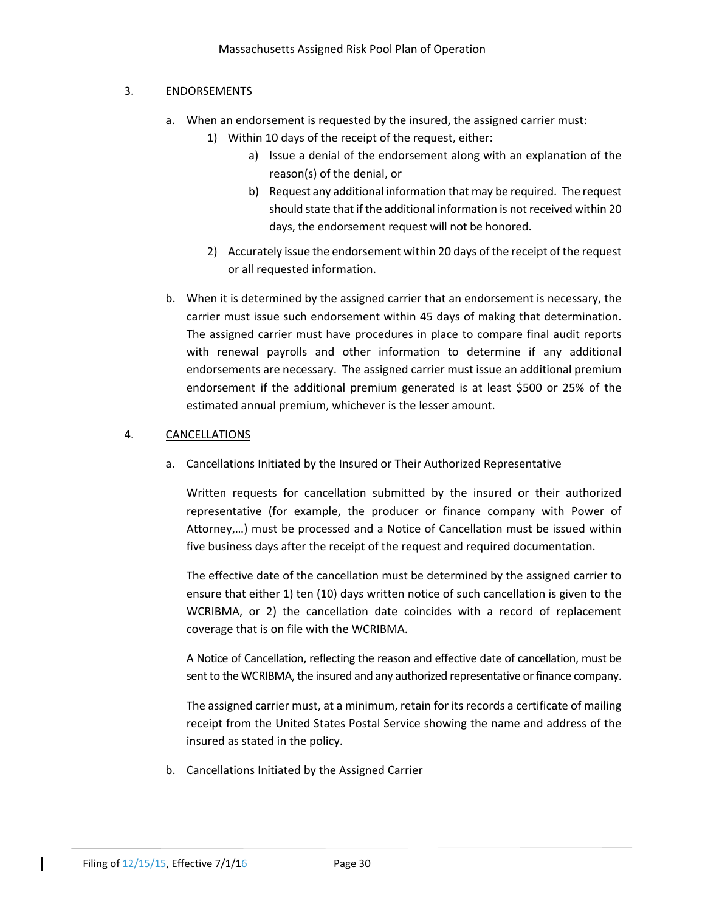## 3. ENDORSEMENTS

a. When an endorsement is requested by the insured, the assigned carrier must:

   1) Within 10 days of the receipt of the request, either:

      a) Issue a denial of the endorsement along with an explanation of the reason(s) of the denial, or

      b) Request any additional information that may be required. The request should state that if the additional information is not received within 20 days, the endorsement request will not be honored.

   2) Accurately issue the endorsement within 20 days of the receipt of the request or all requested information.

b. When it is determined by the assigned carrier that an endorsement is necessary, the carrier must issue such endorsement within 45 days of making that determination. The assigned carrier must have procedures in place to compare final audit reports with renewal payrolls and other information to determine if any additional endorsements are necessary. The assigned carrier must issue an additional premium endorsement if the additional premium generated is at least $500 or 25% of the estimated annual premium, whichever is the lesser amount.

## 4. CANCELLATIONS

a. Cancellations Initiated by the Insured or Their Authorized Representative

   Written requests for cancellation submitted by the insured or their authorized representative (for example, the producer or finance company with Power of Attorney,…) must be processed and a Notice of Cancellation must be issued within five business days after the receipt of the request and required documentation.

   The effective date of the cancellation must be determined by the assigned carrier to ensure that either 1) ten (10) days written notice of such cancellation is given to the WCRIBMA, or 2) the cancellation date coincides with a record of replacement coverage that is on file with the WCRIBMA.

   A Notice of Cancellation, reflecting the reason and effective date of cancellation, must be sent to the WCRIBMA, the insured and any authorized representative or finance company.

   The assigned carrier must, at a minimum, retain for its records a certificate of mailing receipt from the United States Postal Service showing the name and address of the insured as stated in the policy.

b. Cancellations Initiated by the Assigned Carrier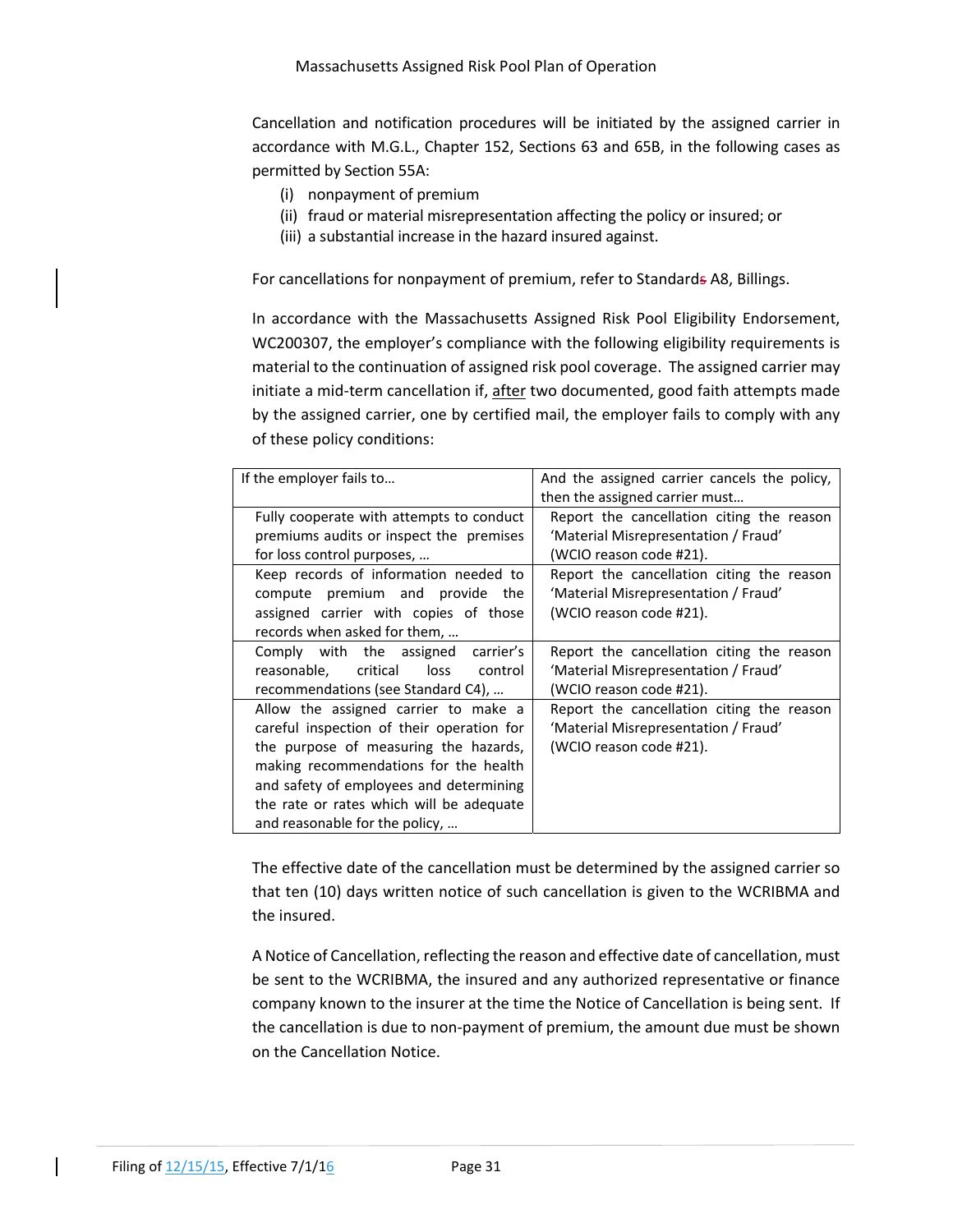Cancellation and notification procedures will be initiated by the assigned carrier in accordance with M.G.L., Chapter 152, Sections 63 and 65B, in the following cases as permitted by Section 55A:

(i) nonpayment of premium
(ii) fraud or material misrepresentation affecting the policy or insured; or
(iii) a substantial increase in the hazard insured against.

For cancellations for nonpayment of premium, refer to Standards A8, Billings.

In accordance with the Massachusetts Assigned Risk Pool Eligibility Endorsement, WC200307, the employer's compliance with the following eligibility requirements is material to the continuation of assigned risk pool coverage. The assigned carrier may initiate a mid-term cancellation if, after two documented, good faith attempts made by the assigned carrier, one by certified mail, the employer fails to comply with any of these policy conditions:

| If the employer fails to… | And the assigned carrier cancels the policy, then the assigned carrier must… |
| --- | --- |
| Fully cooperate with attempts to conduct premiums audits or inspect the premises for loss control purposes, … | Report the cancellation citing the reason 'Material Misrepresentation / Fraud' (WCIO reason code #21). |
| Keep records of information needed to compute premium and provide the assigned carrier with copies of those records when asked for them, … | Report the cancellation citing the reason 'Material Misrepresentation / Fraud' (WCIO reason code #21). |
| Comply with the assigned carrier's reasonable, critical loss control recommendations (see Standard C4), … | Report the cancellation citing the reason 'Material Misrepresentation / Fraud' (WCIO reason code #21). |
| Allow the assigned carrier to make a careful inspection of their operation for the purpose of measuring the hazards, making recommendations for the health and safety of employees and determining the rate or rates which will be adequate and reasonable for the policy, … | Report the cancellation citing the reason 'Material Misrepresentation / Fraud' (WCIO reason code #21). |

The effective date of the cancellation must be determined by the assigned carrier so that ten (10) days written notice of such cancellation is given to the WCRIBMA and the insured.

A Notice of Cancellation, reflecting the reason and effective date of cancellation, must be sent to the WCRIBMA, the insured and any authorized representative or finance company known to the insurer at the time the Notice of Cancellation is being sent. If the cancellation is due to non-payment of premium, the amount due must be shown on the Cancellation Notice.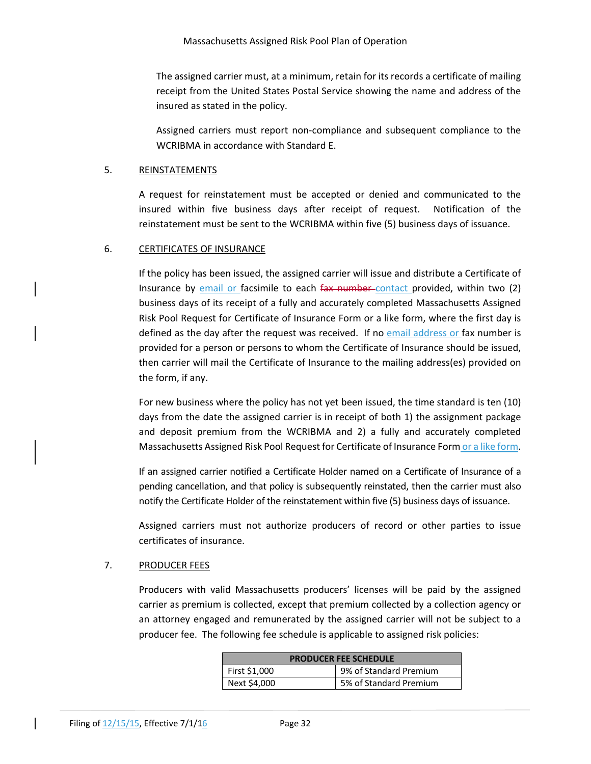The assigned carrier must, at a minimum, retain for its records a certificate of mailing receipt from the United States Postal Service showing the name and address of the insured as stated in the policy.

Assigned carriers must report non-compliance and subsequent compliance to the WCRIBMA in accordance with Standard E.

5. REINSTATEMENTS

A request for reinstatement must be accepted or denied and communicated to the insured within five business days after receipt of request. Notification of the reinstatement must be sent to the WCRIBMA within five (5) business days of issuance.

6. CERTIFICATES OF INSURANCE

If the policy has been issued, the assigned carrier will issue and distribute a Certificate of Insurance by email or facsimile to each ~~fax number~~ contact provided, within two (2) business days of its receipt of a fully and accurately completed Massachusetts Assigned Risk Pool Request for Certificate of Insurance Form or a like form, where the first day is defined as the day after the request was received. If no email address or fax number is provided for a person or persons to whom the Certificate of Insurance should be issued, then carrier will mail the Certificate of Insurance to the mailing address(es) provided on the form, if any.

For new business where the policy has not yet been issued, the time standard is ten (10) days from the date the assigned carrier is in receipt of both 1) the assignment package and deposit premium from the WCRIBMA and 2) a fully and accurately completed Massachusetts Assigned Risk Pool Request for Certificate of Insurance Form or a like form.

If an assigned carrier notified a Certificate Holder named on a Certificate of Insurance of a pending cancellation, and that policy is subsequently reinstated, then the carrier must also notify the Certificate Holder of the reinstatement within five (5) business days of issuance.

Assigned carriers must not authorize producers of record or other parties to issue certificates of insurance.

7. PRODUCER FEES

Producers with valid Massachusetts producers' licenses will be paid by the assigned carrier as premium is collected, except that premium collected by a collection agency or an attorney engaged and remunerated by the assigned carrier will not be subject to a producer fee. The following fee schedule is applicable to assigned risk policies:

| PRODUCER FEE SCHEDULE | |
|---|---|
| First $1,000 | 9% of Standard Premium |
| Next $4,000 | 5% of Standard Premium |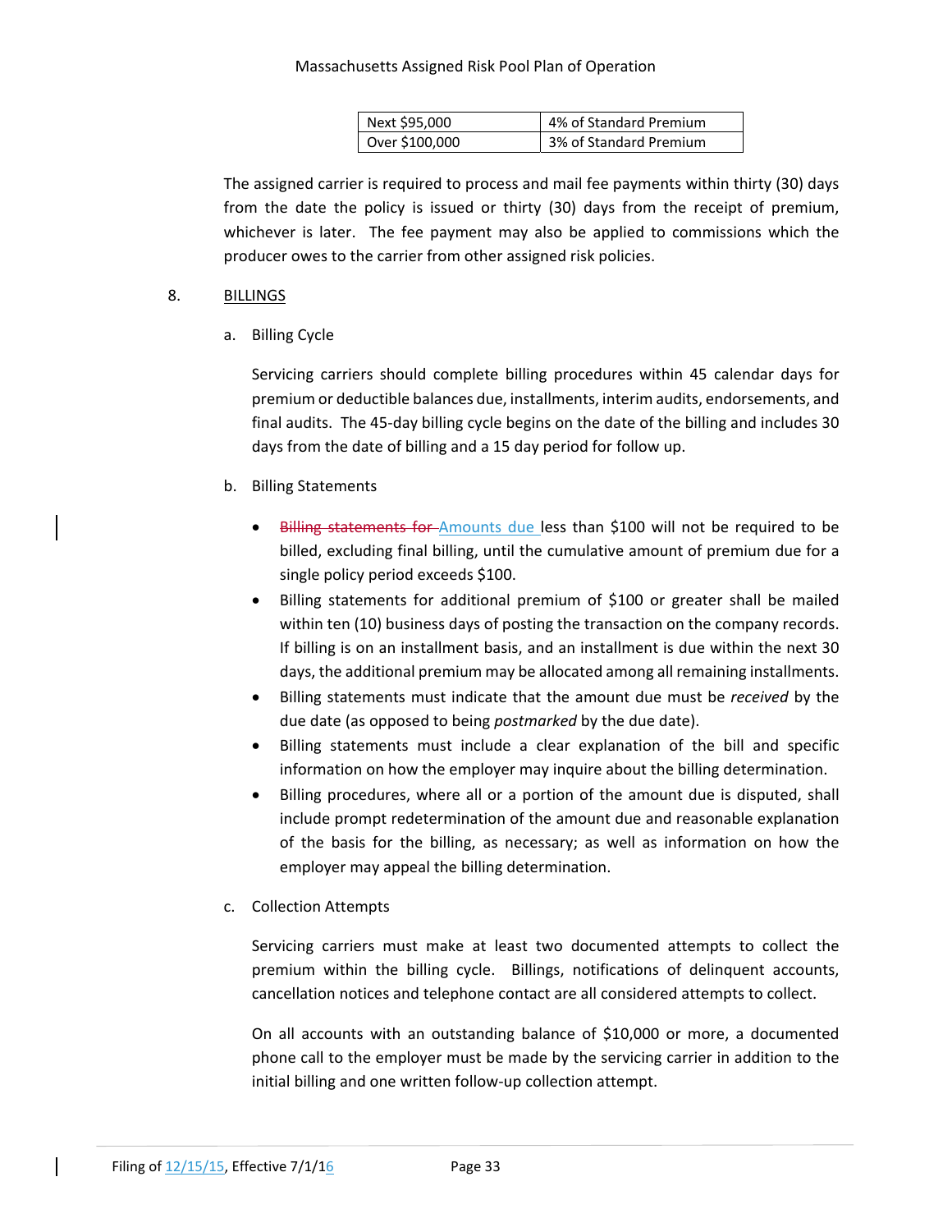| Next $95,000 | 4% of Standard Premium |
| --- | --- |
| Over $100,000 | 3% of Standard Premium |

The assigned carrier is required to process and mail fee payments within thirty (30) days from the date the policy is issued or thirty (30) days from the receipt of premium, whichever is later. The fee payment may also be applied to commissions which the producer owes to the carrier from other assigned risk policies.

8. BILLINGS

a. Billing Cycle

Servicing carriers should complete billing procedures within 45 calendar days for premium or deductible balances due, installments, interim audits, endorsements, and final audits. The 45-day billing cycle begins on the date of the billing and includes 30 days from the date of billing and a 15 day period for follow up.

b. Billing Statements

- ~~Billing statements for~~ Amounts due less than $100 will not be required to be billed, excluding final billing, until the cumulative amount of premium due for a single policy period exceeds $100.
- Billing statements for additional premium of $100 or greater shall be mailed within ten (10) business days of posting the transaction on the company records. If billing is on an installment basis, and an installment is due within the next 30 days, the additional premium may be allocated among all remaining installments.
- Billing statements must indicate that the amount due must be *received* by the due date (as opposed to being *postmarked* by the due date).
- Billing statements must include a clear explanation of the bill and specific information on how the employer may inquire about the billing determination.
- Billing procedures, where all or a portion of the amount due is disputed, shall include prompt redetermination of the amount due and reasonable explanation of the basis for the billing, as necessary; as well as information on how the employer may appeal the billing determination.

c. Collection Attempts

Servicing carriers must make at least two documented attempts to collect the premium within the billing cycle. Billings, notifications of delinquent accounts, cancellation notices and telephone contact are all considered attempts to collect.

On all accounts with an outstanding balance of $10,000 or more, a documented phone call to the employer must be made by the servicing carrier in addition to the initial billing and one written follow-up collection attempt.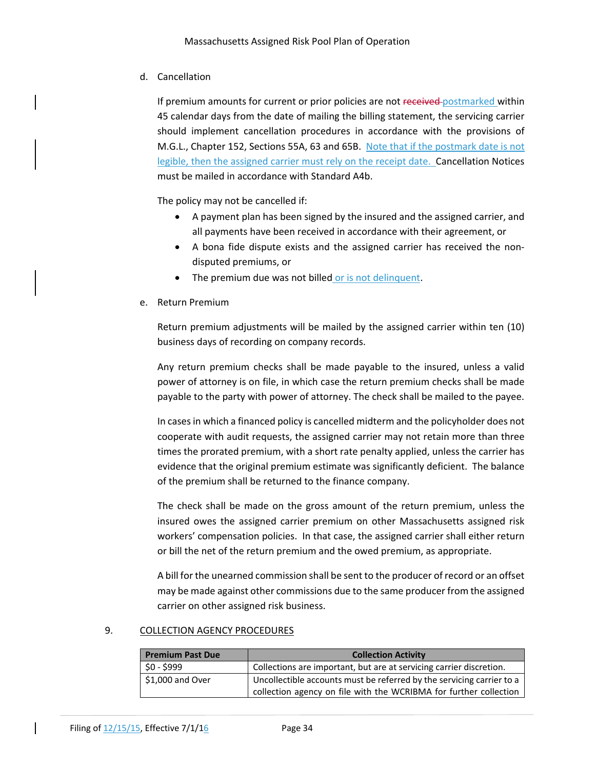d. Cancellation

If premium amounts for current or prior policies are not ~~received~~ postmarked within 45 calendar days from the date of mailing the billing statement, the servicing carrier should implement cancellation procedures in accordance with the provisions of M.G.L., Chapter 152, Sections 55A, 63 and 65B. Note that if the postmark date is not legible, then the assigned carrier must rely on the receipt date. Cancellation Notices must be mailed in accordance with Standard A4b.

The policy may not be cancelled if:

- A payment plan has been signed by the insured and the assigned carrier, and all payments have been received in accordance with their agreement, or
- A bona fide dispute exists and the assigned carrier has received the non-disputed premiums, or
- The premium due was not billed or is not delinquent.

e. Return Premium

Return premium adjustments will be mailed by the assigned carrier within ten (10) business days of recording on company records.

Any return premium checks shall be made payable to the insured, unless a valid power of attorney is on file, in which case the return premium checks shall be made payable to the party with power of attorney. The check shall be mailed to the payee.

In cases in which a financed policy is cancelled midterm and the policyholder does not cooperate with audit requests, the assigned carrier may not retain more than three times the prorated premium, with a short rate penalty applied, unless the carrier has evidence that the original premium estimate was significantly deficient. The balance of the premium shall be returned to the finance company.

The check shall be made on the gross amount of the return premium, unless the insured owes the assigned carrier premium on other Massachusetts assigned risk workers' compensation policies. In that case, the assigned carrier shall either return or bill the net of the return premium and the owed premium, as appropriate.

A bill for the unearned commission shall be sent to the producer of record or an offset may be made against other commissions due to the same producer from the assigned carrier on other assigned risk business.

9. COLLECTION AGENCY PROCEDURES

| Premium Past Due | Collection Activity |
|---|---|
| $0 - $999 | Collections are important, but are at servicing carrier discretion. |
| $1,000 and Over | Uncollectible accounts must be referred by the servicing carrier to a collection agency on file with the WCRIBMA for further collection |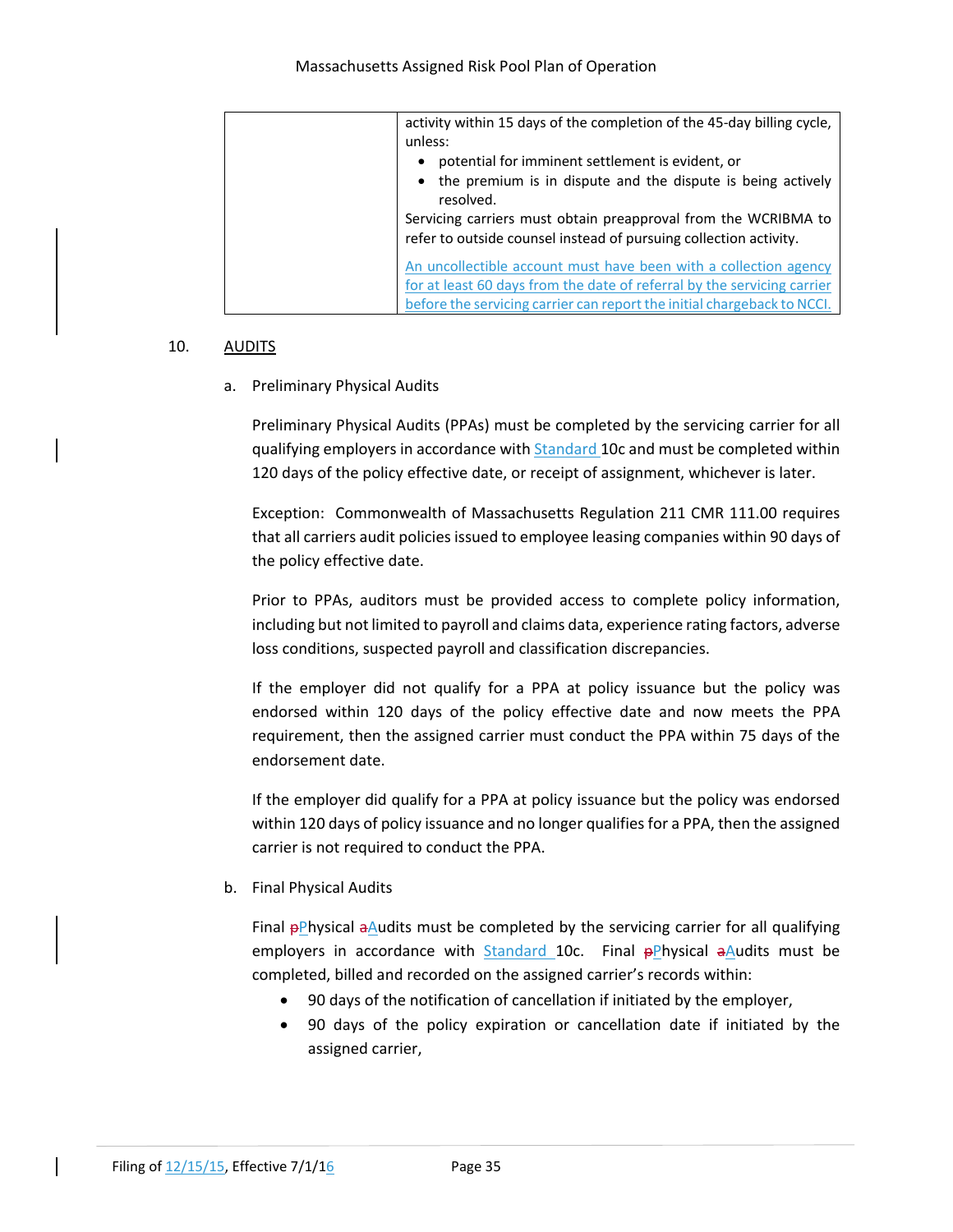| | activity within 15 days of the completion of the 45-day billing cycle, unless:<br>• potential for imminent settlement is evident, or<br>• the premium is in dispute and the dispute is being actively resolved.<br>Servicing carriers must obtain preapproval from the WCRIBMA to refer to outside counsel instead of pursuing collection activity.<br><br>An uncollectible account must have been with a collection agency for at least 60 days from the date of referral by the servicing carrier before the servicing carrier can report the initial chargeback to NCCI. |
|---|---|

10. AUDITS

a. Preliminary Physical Audits

Preliminary Physical Audits (PPAs) must be completed by the servicing carrier for all qualifying employers in accordance with Standard 10c and must be completed within 120 days of the policy effective date, or receipt of assignment, whichever is later.

Exception: Commonwealth of Massachusetts Regulation 211 CMR 111.00 requires that all carriers audit policies issued to employee leasing companies within 90 days of the policy effective date.

Prior to PPAs, auditors must be provided access to complete policy information, including but not limited to payroll and claims data, experience rating factors, adverse loss conditions, suspected payroll and classification discrepancies.

If the employer did not qualify for a PPA at policy issuance but the policy was endorsed within 120 days of the policy effective date and now meets the PPA requirement, then the assigned carrier must conduct the PPA within 75 days of the endorsement date.

If the employer did qualify for a PPA at policy issuance but the policy was endorsed within 120 days of policy issuance and no longer qualifies for a PPA, then the assigned carrier is not required to conduct the PPA.

b. Final Physical Audits

Final Physical Audits must be completed by the servicing carrier for all qualifying employers in accordance with Standard 10c. Final Physical Audits must be completed, billed and recorded on the assigned carrier's records within:

- 90 days of the notification of cancellation if initiated by the employer,
- 90 days of the policy expiration or cancellation date if initiated by the assigned carrier,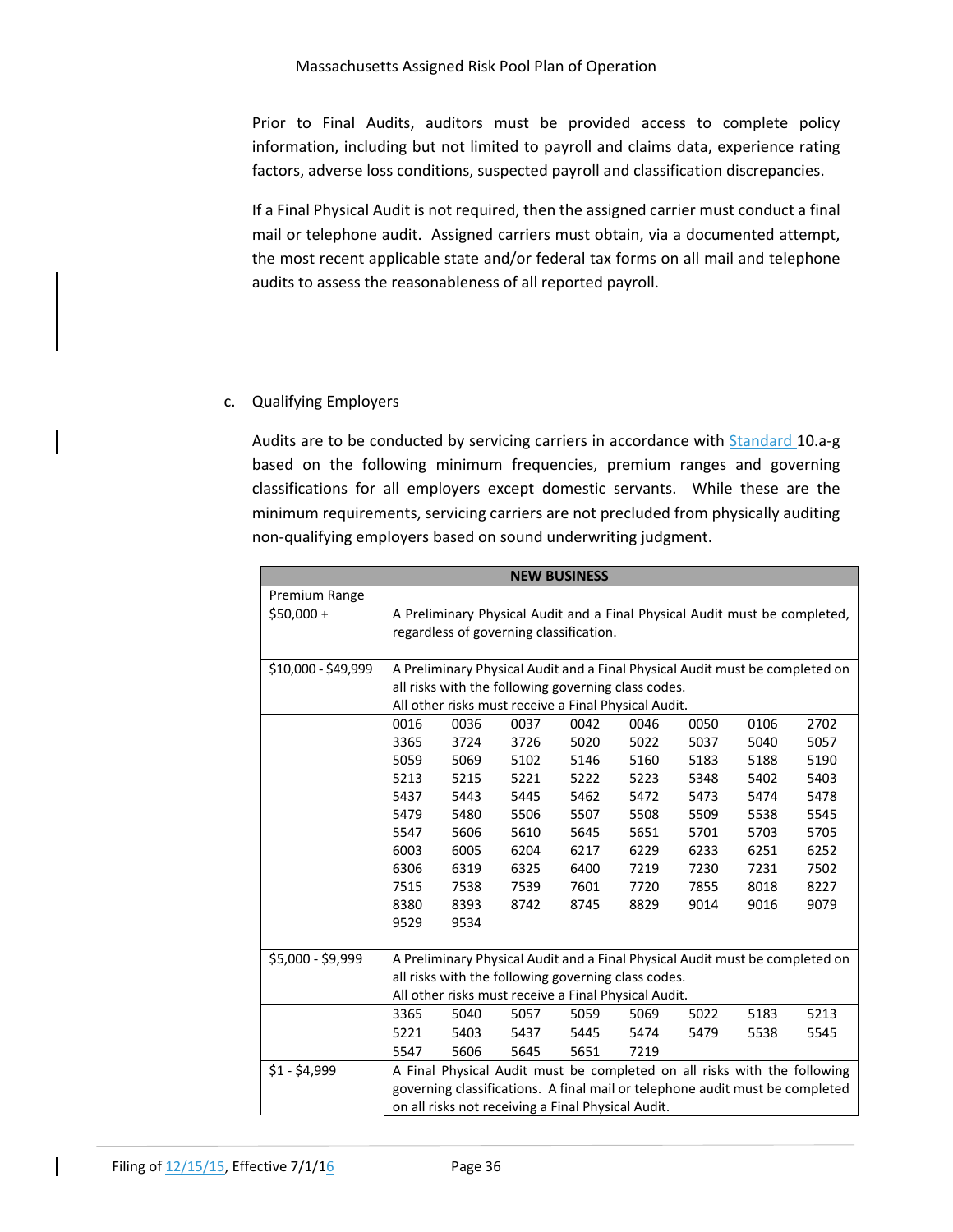Prior to Final Audits, auditors must be provided access to complete policy information, including but not limited to payroll and claims data, experience rating factors, adverse loss conditions, suspected payroll and classification discrepancies.

If a Final Physical Audit is not required, then the assigned carrier must conduct a final mail or telephone audit. Assigned carriers must obtain, via a documented attempt, the most recent applicable state and/or federal tax forms on all mail and telephone audits to assess the reasonableness of all reported payroll.

c. Qualifying Employers

Audits are to be conducted by servicing carriers in accordance with Standard 10.a-g based on the following minimum frequencies, premium ranges and governing classifications for all employers except domestic servants. While these are the minimum requirements, servicing carriers are not precluded from physically auditing non-qualifying employers based on sound underwriting judgment.

| NEW BUSINESS | | | | | | | | |
|---|---|---|---|---|---|---|---|---|
| Premium Range | | | | | | | | |
| $50,000 + | A Preliminary Physical Audit and a Final Physical Audit must be completed, regardless of governing classification. | | | | | | | |
| $10,000 - $49,999 | A Preliminary Physical Audit and a Final Physical Audit must be completed on all risks with the following governing class codes. All other risks must receive a Final Physical Audit. | | | | | | | |
| | 0016 | 0036 | 0037 | 0042 | 0046 | 0050 | 0106 | 2702 |
| | 3365 | 3724 | 3726 | 5020 | 5022 | 5037 | 5040 | 5057 |
| | 5059 | 5069 | 5102 | 5146 | 5160 | 5183 | 5188 | 5190 |
| | 5213 | 5215 | 5221 | 5222 | 5223 | 5348 | 5402 | 5403 |
| | 5437 | 5443 | 5445 | 5462 | 5472 | 5473 | 5474 | 5478 |
| | 5479 | 5480 | 5506 | 5507 | 5508 | 5509 | 5538 | 5545 |
| | 5547 | 5606 | 5610 | 5645 | 5651 | 5701 | 5703 | 5705 |
| | 6003 | 6005 | 6204 | 6217 | 6229 | 6233 | 6251 | 6252 |
| | 6306 | 6319 | 6325 | 6400 | 7219 | 7230 | 7231 | 7502 |
| | 7515 | 7538 | 7539 | 7601 | 7720 | 7855 | 8018 | 8227 |
| | 8380 | 8393 | 8742 | 8745 | 8829 | 9014 | 9016 | 9079 |
| | 9529 | 9534 | | | | | | |
| $5,000 - $9,999 | A Preliminary Physical Audit and a Final Physical Audit must be completed on all risks with the following governing class codes. All other risks must receive a Final Physical Audit. | | | | | | | |
| | 3365 | 5040 | 5057 | 5059 | 5069 | 5022 | 5183 | 5213 |
| | 5221 | 5403 | 5437 | 5445 | 5474 | 5479 | 5538 | 5545 |
| | 5547 | 5606 | 5645 | 5651 | 7219 | | | |
| $1 - $4,999 | A Final Physical Audit must be completed on all risks with the following governing classifications. A final mail or telephone audit must be completed on all risks not receiving a Final Physical Audit. | | | | | | | |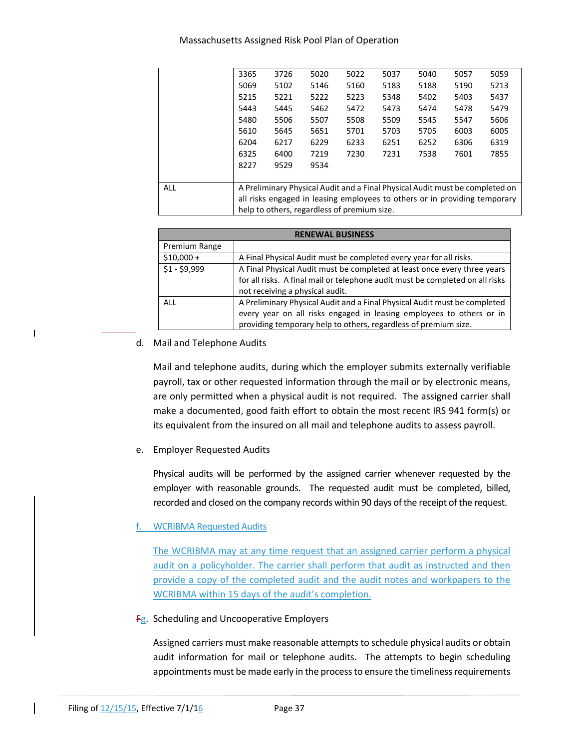| | | | | | | | | |
|---|---|---|---|---|---|---|---|---|
| | 3365 | 3726 | 5020 | 5022 | 5037 | 5040 | 5057 | 5059 |
| | 5069 | 5102 | 5146 | 5160 | 5183 | 5188 | 5190 | 5213 |
| | 5215 | 5221 | 5222 | 5223 | 5348 | 5402 | 5403 | 5437 |
| | 5443 | 5445 | 5462 | 5472 | 5473 | 5474 | 5478 | 5479 |
| | 5480 | 5506 | 5507 | 5508 | 5509 | 5545 | 5547 | 5606 |
| | 5610 | 5645 | 5651 | 5701 | 5703 | 5705 | 6003 | 6005 |
| | 6204 | 6217 | 6229 | 6233 | 6251 | 6252 | 6306 | 6319 |
| | 6325 | 6400 | 7219 | 7230 | 7231 | 7538 | 7601 | 7855 |
| | 8227 | 9529 | 9534 | | | | | |
| ALL | A Preliminary Physical Audit and a Final Physical Audit must be completed on all risks engaged in leasing employees to others or in providing temporary help to others, regardless of premium size. | | | | | | | |

| RENEWAL BUSINESS | |
|---|---|
| Premium Range | |
| $10,000 + | A Final Physical Audit must be completed every year for all risks. |
| $1 - $9,999 | A Final Physical Audit must be completed at least once every three years for all risks. A final mail or telephone audit must be completed on all risks not receiving a physical audit. |
| ALL | A Preliminary Physical Audit and a Final Physical Audit must be completed every year on all risks engaged in leasing employees to others or in providing temporary help to others, regardless of premium size. |

d. Mail and Telephone Audits

Mail and telephone audits, during which the employer submits externally verifiable payroll, tax or other requested information through the mail or by electronic means, are only permitted when a physical audit is not required. The assigned carrier shall make a documented, good faith effort to obtain the most recent IRS 941 form(s) or its equivalent from the insured on all mail and telephone audits to assess payroll.

e. Employer Requested Audits

Physical audits will be performed by the assigned carrier whenever requested by the employer with reasonable grounds. The requested audit must be completed, billed, recorded and closed on the company records within 90 days of the receipt of the request.

f. WCRIBMA Requested Audits

The WCRIBMA may at any time request that an assigned carrier perform a physical audit on a policyholder. The carrier shall perform that audit as instructed and then provide a copy of the completed audit and the audit notes and workpapers to the WCRIBMA within 15 days of the audit's completion.

Fg. Scheduling and Uncooperative Employers

Assigned carriers must make reasonable attempts to schedule physical audits or obtain audit information for mail or telephone audits. The attempts to begin scheduling appointments must be made early in the process to ensure the timeliness requirements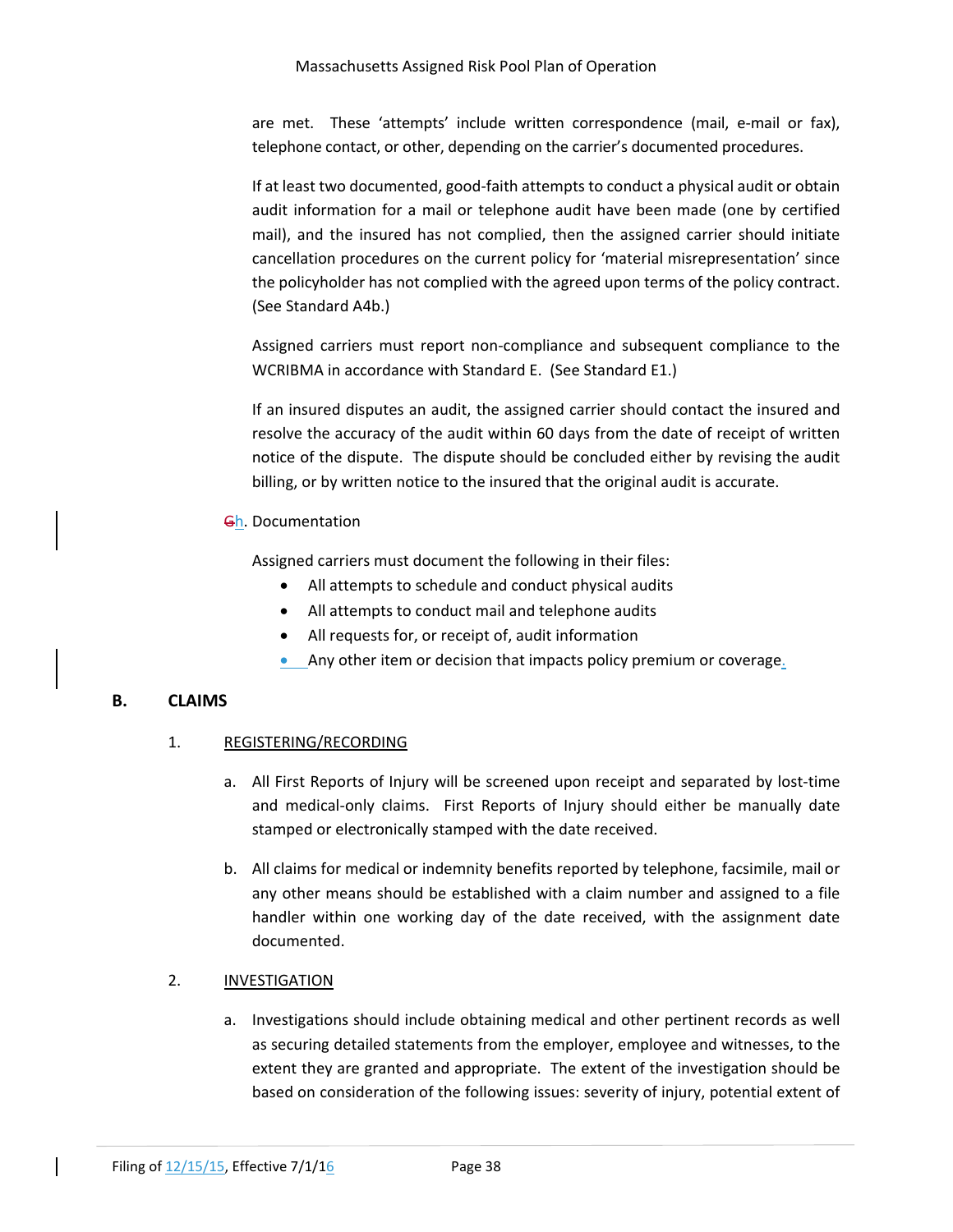are met. These 'attempts' include written correspondence (mail, e-mail or fax), telephone contact, or other, depending on the carrier's documented procedures.

If at least two documented, good-faith attempts to conduct a physical audit or obtain audit information for a mail or telephone audit have been made (one by certified mail), and the insured has not complied, then the assigned carrier should initiate cancellation procedures on the current policy for 'material misrepresentation' since the policyholder has not complied with the agreed upon terms of the policy contract. (See Standard A4b.)

Assigned carriers must report non-compliance and subsequent compliance to the WCRIBMA in accordance with Standard E. (See Standard E1.)

If an insured disputes an audit, the assigned carrier should contact the insured and resolve the accuracy of the audit within 60 days from the date of receipt of written notice of the dispute. The dispute should be concluded either by revising the audit billing, or by written notice to the insured that the original audit is accurate.

~~G~~h. Documentation

Assigned carriers must document the following in their files:

- All attempts to schedule and conduct physical audits
- All attempts to conduct mail and telephone audits
- All requests for, or receipt of, audit information
- Any other item or decision that impacts policy premium or coverage.

## B. CLAIMS

### 1. REGISTERING/RECORDING

a. All First Reports of Injury will be screened upon receipt and separated by lost-time and medical-only claims. First Reports of Injury should either be manually date stamped or electronically stamped with the date received.

b. All claims for medical or indemnity benefits reported by telephone, facsimile, mail or any other means should be established with a claim number and assigned to a file handler within one working day of the date received, with the assignment date documented.

### 2. INVESTIGATION

a. Investigations should include obtaining medical and other pertinent records as well as securing detailed statements from the employer, employee and witnesses, to the extent they are granted and appropriate. The extent of the investigation should be based on consideration of the following issues: severity of injury, potential extent of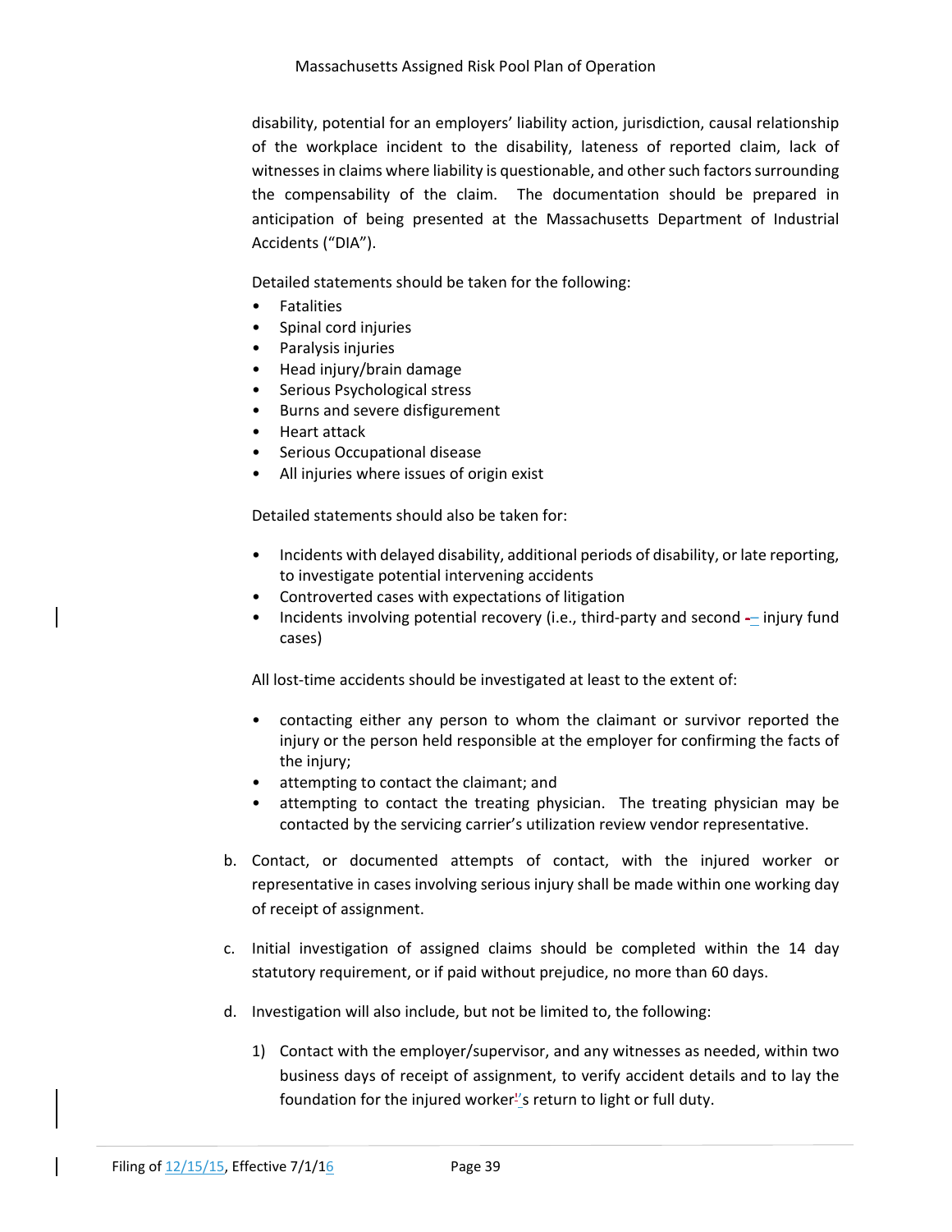disability, potential for an employers' liability action, jurisdiction, causal relationship of the workplace incident to the disability, lateness of reported claim, lack of witnesses in claims where liability is questionable, and other such factors surrounding the compensability of the claim. The documentation should be prepared in anticipation of being presented at the Massachusetts Department of Industrial Accidents ("DIA").

Detailed statements should be taken for the following:

- Fatalities
- Spinal cord injuries
- Paralysis injuries
- Head injury/brain damage
- Serious Psychological stress
- Burns and severe disfigurement
- Heart attack
- Serious Occupational disease
- All injuries where issues of origin exist

Detailed statements should also be taken for:

- Incidents with delayed disability, additional periods of disability, or late reporting, to investigate potential intervening accidents
- Controverted cases with expectations of litigation
- Incidents involving potential recovery (i.e., third-party and second – injury fund cases)

All lost-time accidents should be investigated at least to the extent of:

- contacting either any person to whom the claimant or survivor reported the injury or the person held responsible at the employer for confirming the facts of the injury;
- attempting to contact the claimant; and
- attempting to contact the treating physician. The treating physician may be contacted by the servicing carrier's utilization review vendor representative.

b. Contact, or documented attempts of contact, with the injured worker or representative in cases involving serious injury shall be made within one working day of receipt of assignment.

c. Initial investigation of assigned claims should be completed within the 14 day statutory requirement, or if paid without prejudice, no more than 60 days.

d. Investigation will also include, but not be limited to, the following:

   1) Contact with the employer/supervisor, and any witnesses as needed, within two business days of receipt of assignment, to verify accident details and to lay the foundation for the injured worker's return to light or full duty.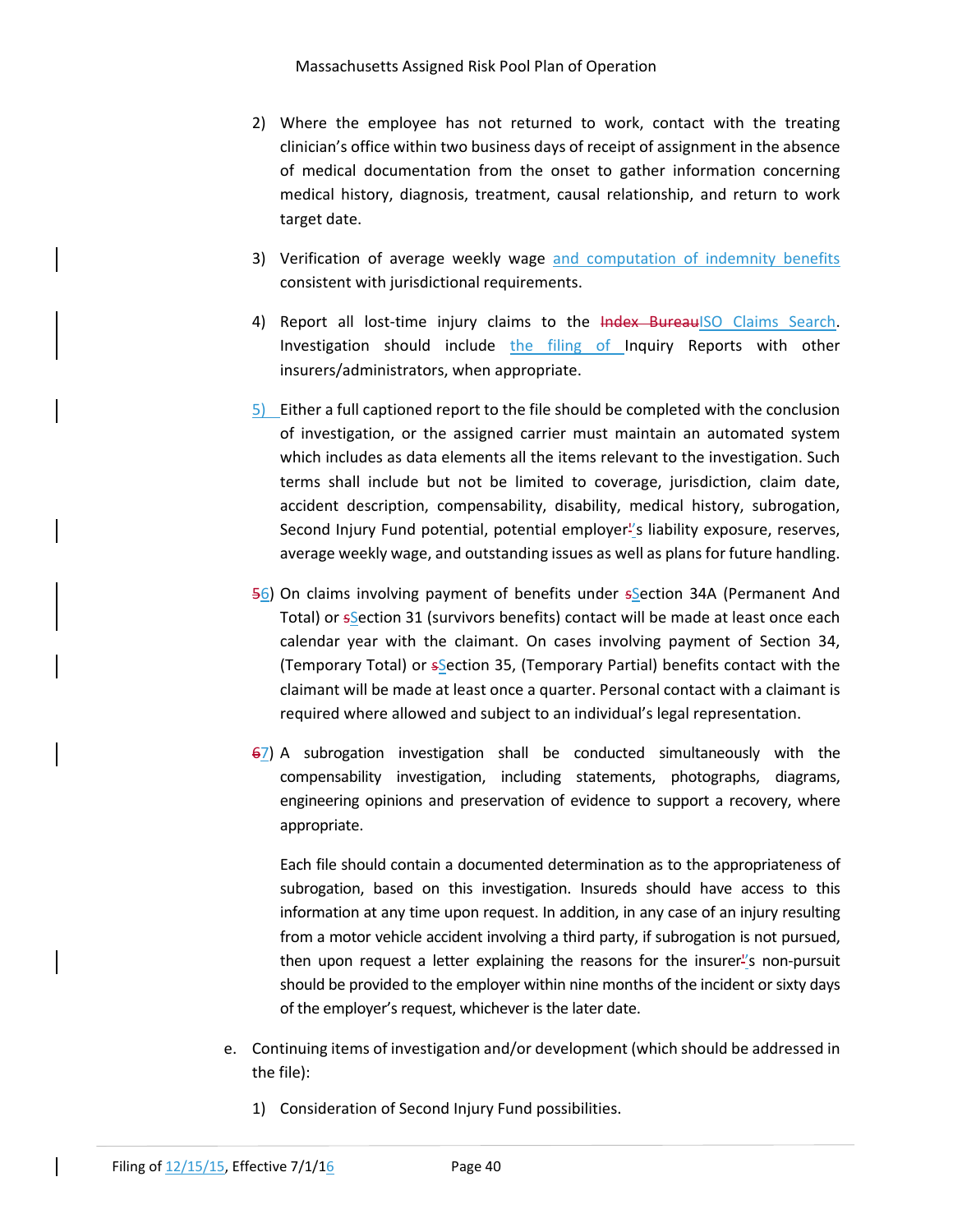2) Where the employee has not returned to work, contact with the treating clinician's office within two business days of receipt of assignment in the absence of medical documentation from the onset to gather information concerning medical history, diagnosis, treatment, causal relationship, and return to work target date.

3) Verification of average weekly wage and computation of indemnity benefits consistent with jurisdictional requirements.

4) Report all lost-time injury claims to the ~~Index Bureau~~ISO Claims Search. Investigation should include the filing of Inquiry Reports with other insurers/administrators, when appropriate.

5) Either a full captioned report to the file should be completed with the conclusion of investigation, or the assigned carrier must maintain an automated system which includes as data elements all the items relevant to the investigation. Such terms shall include but not be limited to coverage, jurisdiction, claim date, accident description, compensability, disability, medical history, subrogation, Second Injury Fund potential, potential employer's liability exposure, reserves, average weekly wage, and outstanding issues as well as plans for future handling.

~~5~~6) On claims involving payment of benefits under ~~s~~Section 34A (Permanent And Total) or ~~s~~Section 31 (survivors benefits) contact will be made at least once each calendar year with the claimant. On cases involving payment of Section 34, (Temporary Total) or ~~s~~Section 35, (Temporary Partial) benefits contact with the claimant will be made at least once a quarter. Personal contact with a claimant is required where allowed and subject to an individual's legal representation.

~~6~~7) A subrogation investigation shall be conducted simultaneously with the compensability investigation, including statements, photographs, diagrams, engineering opinions and preservation of evidence to support a recovery, where appropriate.

Each file should contain a documented determination as to the appropriateness of subrogation, based on this investigation. Insureds should have access to this information at any time upon request. In addition, in any case of an injury resulting from a motor vehicle accident involving a third party, if subrogation is not pursued, then upon request a letter explaining the reasons for the insurer's non-pursuit should be provided to the employer within nine months of the incident or sixty days of the employer's request, whichever is the later date.

e. Continuing items of investigation and/or development (which should be addressed in the file):

1) Consideration of Second Injury Fund possibilities.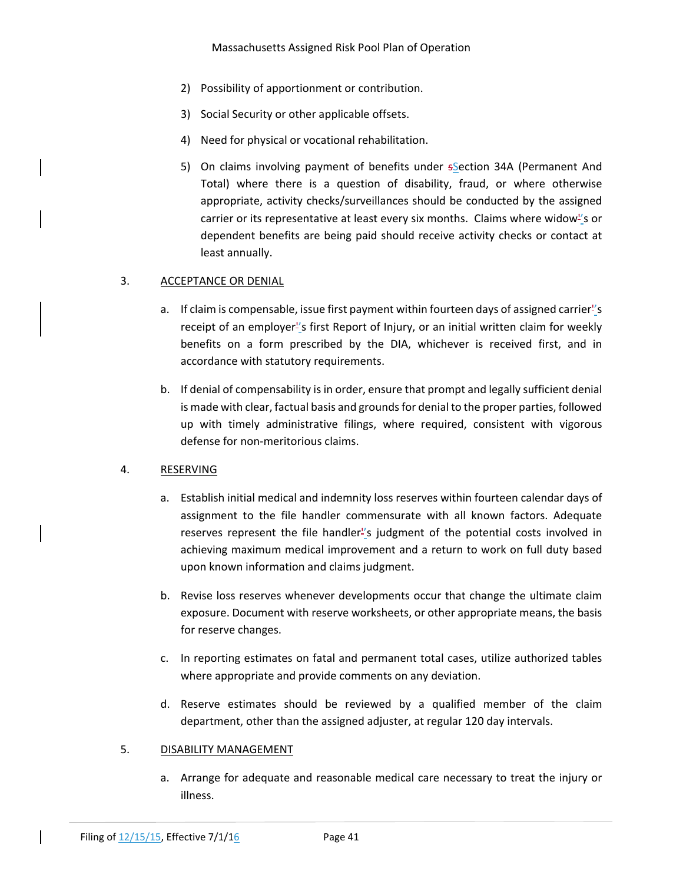2) Possibility of apportionment or contribution.

3) Social Security or other applicable offsets.

4) Need for physical or vocational rehabilitation.

5) On claims involving payment of benefits under Section 34A (Permanent And Total) where there is a question of disability, fraud, or where otherwise appropriate, activity checks/surveillances should be conducted by the assigned carrier or its representative at least every six months. Claims where widow's or dependent benefits are being paid should receive activity checks or contact at least annually.

3. ACCEPTANCE OR DENIAL

a. If claim is compensable, issue first payment within fourteen days of assigned carrier's receipt of an employer's first Report of Injury, or an initial written claim for weekly benefits on a form prescribed by the DIA, whichever is received first, and in accordance with statutory requirements.

b. If denial of compensability is in order, ensure that prompt and legally sufficient denial is made with clear, factual basis and grounds for denial to the proper parties, followed up with timely administrative filings, where required, consistent with vigorous defense for non-meritorious claims.

4. RESERVING

a. Establish initial medical and indemnity loss reserves within fourteen calendar days of assignment to the file handler commensurate with all known factors. Adequate reserves represent the file handler's judgment of the potential costs involved in achieving maximum medical improvement and a return to work on full duty based upon known information and claims judgment.

b. Revise loss reserves whenever developments occur that change the ultimate claim exposure. Document with reserve worksheets, or other appropriate means, the basis for reserve changes.

c. In reporting estimates on fatal and permanent total cases, utilize authorized tables where appropriate and provide comments on any deviation.

d. Reserve estimates should be reviewed by a qualified member of the claim department, other than the assigned adjuster, at regular 120 day intervals.

5. DISABILITY MANAGEMENT

a. Arrange for adequate and reasonable medical care necessary to treat the injury or illness.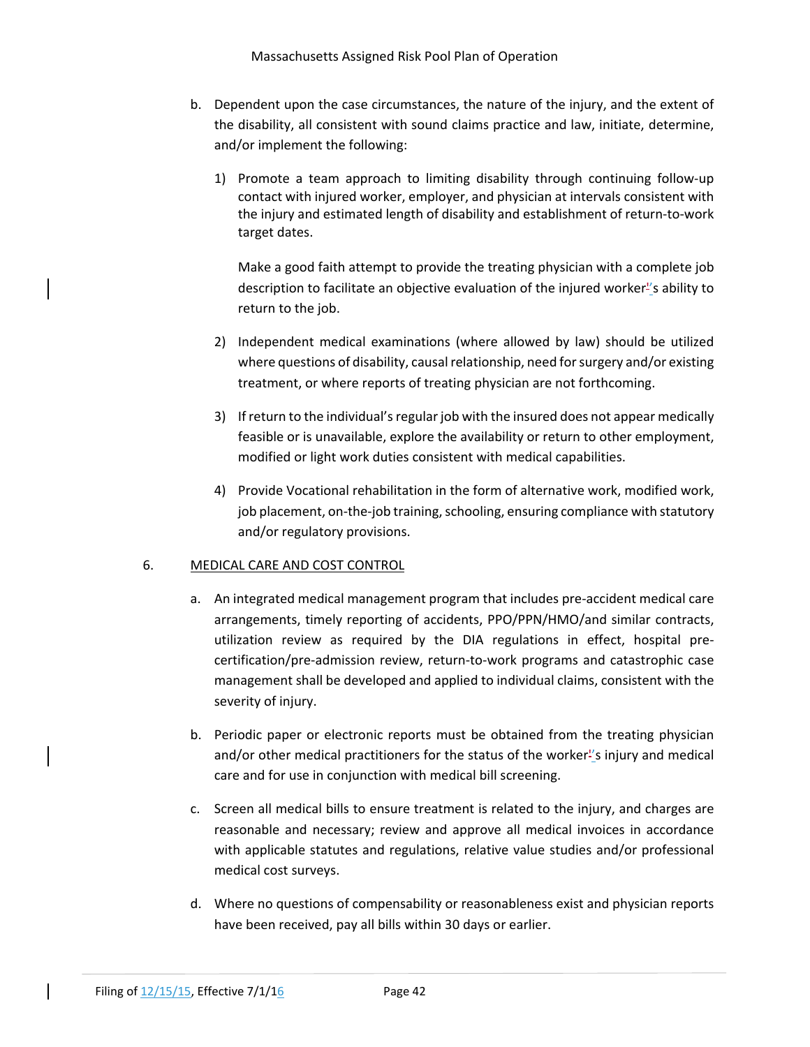b. Dependent upon the case circumstances, the nature of the injury, and the extent of the disability, all consistent with sound claims practice and law, initiate, determine, and/or implement the following:

   1) Promote a team approach to limiting disability through continuing follow-up contact with injured worker, employer, and physician at intervals consistent with the injury and estimated length of disability and establishment of return-to-work target dates.

      Make a good faith attempt to provide the treating physician with a complete job description to facilitate an objective evaluation of the injured worker's ability to return to the job.

   2) Independent medical examinations (where allowed by law) should be utilized where questions of disability, causal relationship, need for surgery and/or existing treatment, or where reports of treating physician are not forthcoming.

   3) If return to the individual's regular job with the insured does not appear medically feasible or is unavailable, explore the availability or return to other employment, modified or light work duties consistent with medical capabilities.

   4) Provide Vocational rehabilitation in the form of alternative work, modified work, job placement, on-the-job training, schooling, ensuring compliance with statutory and/or regulatory provisions.

6. MEDICAL CARE AND COST CONTROL

   a. An integrated medical management program that includes pre-accident medical care arrangements, timely reporting of accidents, PPO/PPN/HMO/and similar contracts, utilization review as required by the DIA regulations in effect, hospital pre-certification/pre-admission review, return-to-work programs and catastrophic case management shall be developed and applied to individual claims, consistent with the severity of injury.

   b. Periodic paper or electronic reports must be obtained from the treating physician and/or other medical practitioners for the status of the worker's injury and medical care and for use in conjunction with medical bill screening.

   c. Screen all medical bills to ensure treatment is related to the injury, and charges are reasonable and necessary; review and approve all medical invoices in accordance with applicable statutes and regulations, relative value studies and/or professional medical cost surveys.

   d. Where no questions of compensability or reasonableness exist and physician reports have been received, pay all bills within 30 days or earlier.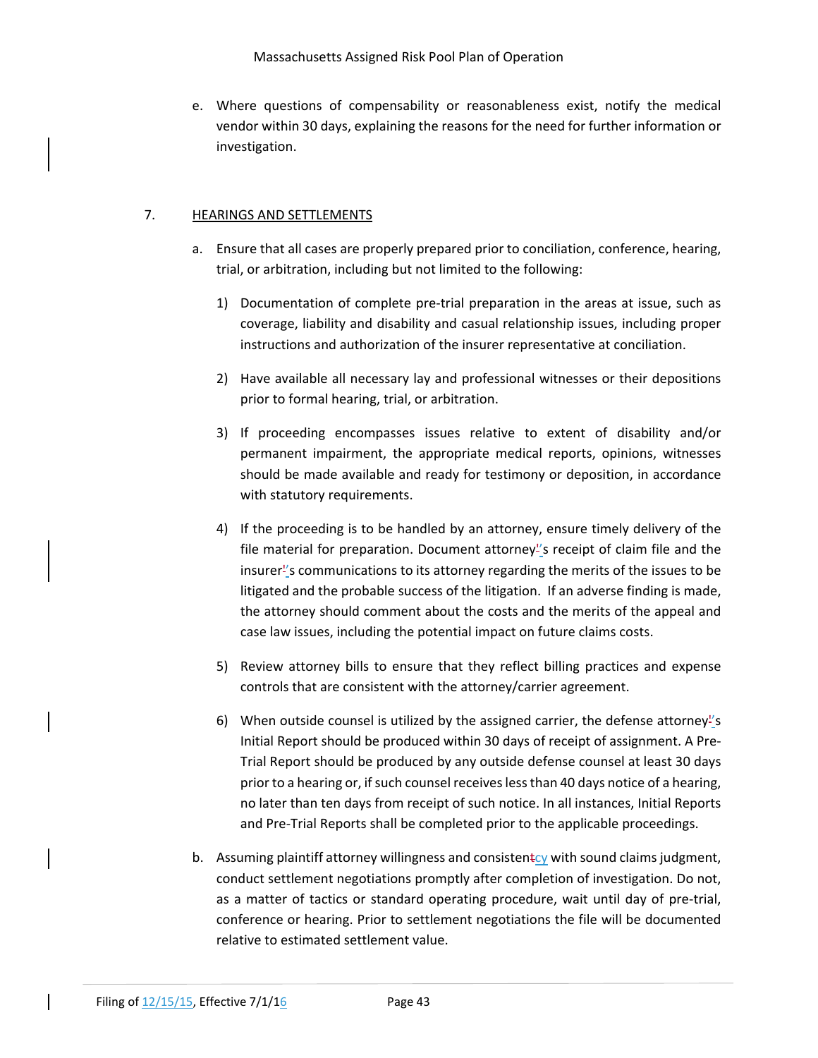e. Where questions of compensability or reasonableness exist, notify the medical vendor within 30 days, explaining the reasons for the need for further information or investigation.

7. HEARINGS AND SETTLEMENTS

a. Ensure that all cases are properly prepared prior to conciliation, conference, hearing, trial, or arbitration, including but not limited to the following:

   1) Documentation of complete pre-trial preparation in the areas at issue, such as coverage, liability and disability and casual relationship issues, including proper instructions and authorization of the insurer representative at conciliation.

   2) Have available all necessary lay and professional witnesses or their depositions prior to formal hearing, trial, or arbitration.

   3) If proceeding encompasses issues relative to extent of disability and/or permanent impairment, the appropriate medical reports, opinions, witnesses should be made available and ready for testimony or deposition, in accordance with statutory requirements.

   4) If the proceeding is to be handled by an attorney, ensure timely delivery of the file material for preparation. Document attorney's receipt of claim file and the insurer's communications to its attorney regarding the merits of the issues to be litigated and the probable success of the litigation. If an adverse finding is made, the attorney should comment about the costs and the merits of the appeal and case law issues, including the potential impact on future claims costs.

   5) Review attorney bills to ensure that they reflect billing practices and expense controls that are consistent with the attorney/carrier agreement.

   6) When outside counsel is utilized by the assigned carrier, the defense attorney's Initial Report should be produced within 30 days of receipt of assignment. A Pre-Trial Report should be produced by any outside defense counsel at least 30 days prior to a hearing or, if such counsel receives less than 40 days notice of a hearing, no later than ten days from receipt of such notice. In all instances, Initial Reports and Pre-Trial Reports shall be completed prior to the applicable proceedings.

b. Assuming plaintiff attorney willingness and consistency with sound claims judgment, conduct settlement negotiations promptly after completion of investigation. Do not, as a matter of tactics or standard operating procedure, wait until day of pre-trial, conference or hearing. Prior to settlement negotiations the file will be documented relative to estimated settlement value.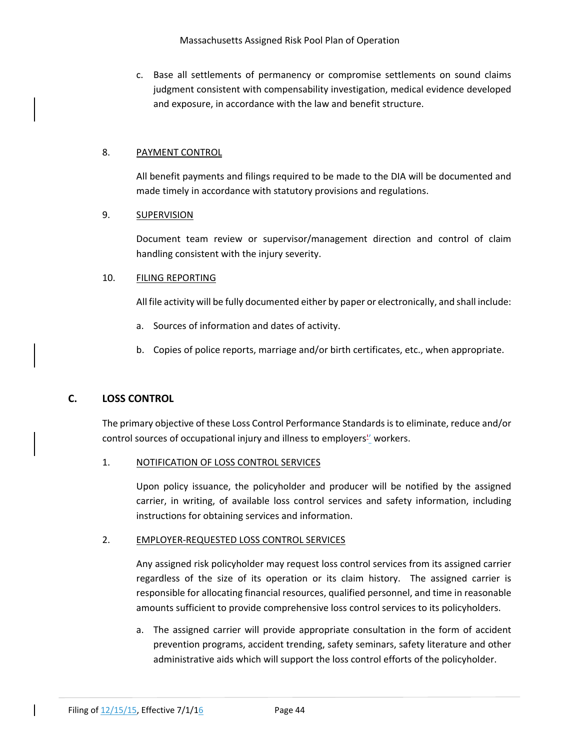c. Base all settlements of permanency or compromise settlements on sound claims judgment consistent with compensability investigation, medical evidence developed and exposure, in accordance with the law and benefit structure.

8. <u>PAYMENT CONTROL</u>

All benefit payments and filings required to be made to the DIA will be documented and made timely in accordance with statutory provisions and regulations.

9. <u>SUPERVISION</u>

Document team review or supervisor/management direction and control of claim handling consistent with the injury severity.

10. <u>FILING REPORTING</u>

All file activity will be fully documented either by paper or electronically, and shall include:

a. Sources of information and dates of activity.

b. Copies of police reports, marriage and/or birth certificates, etc., when appropriate.

## C. LOSS CONTROL

The primary objective of these Loss Control Performance Standards is to eliminate, reduce and/or control sources of occupational injury and illness to employers' workers.

1. <u>NOTIFICATION OF LOSS CONTROL SERVICES</u>

Upon policy issuance, the policyholder and producer will be notified by the assigned carrier, in writing, of available loss control services and safety information, including instructions for obtaining services and information.

2. <u>EMPLOYER-REQUESTED LOSS CONTROL SERVICES</u>

Any assigned risk policyholder may request loss control services from its assigned carrier regardless of the size of its operation or its claim history. The assigned carrier is responsible for allocating financial resources, qualified personnel, and time in reasonable amounts sufficient to provide comprehensive loss control services to its policyholders.

a. The assigned carrier will provide appropriate consultation in the form of accident prevention programs, accident trending, safety seminars, safety literature and other administrative aids which will support the loss control efforts of the policyholder.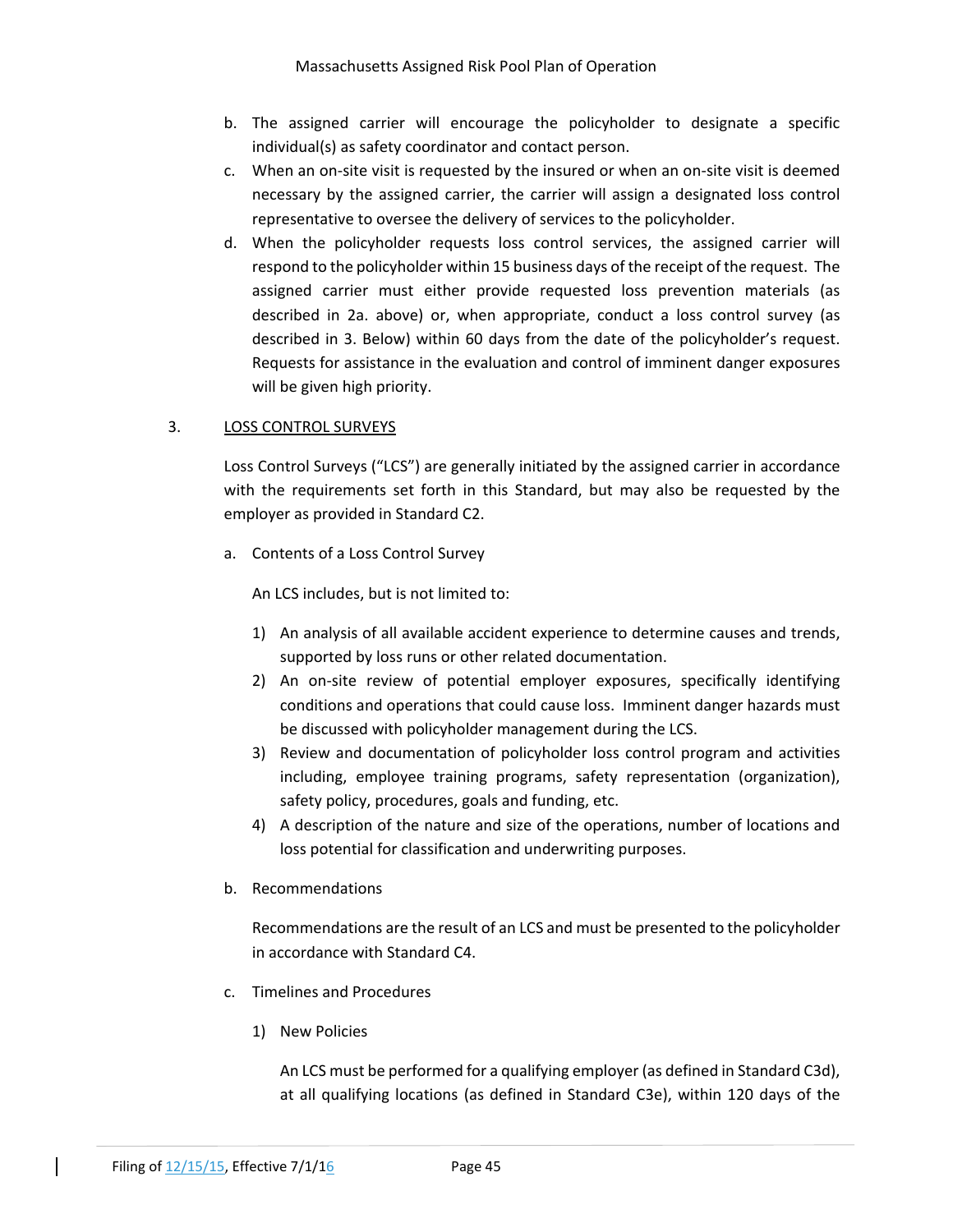b. The assigned carrier will encourage the policyholder to designate a specific individual(s) as safety coordinator and contact person.

c. When an on-site visit is requested by the insured or when an on-site visit is deemed necessary by the assigned carrier, the carrier will assign a designated loss control representative to oversee the delivery of services to the policyholder.

d. When the policyholder requests loss control services, the assigned carrier will respond to the policyholder within 15 business days of the receipt of the request. The assigned carrier must either provide requested loss prevention materials (as described in 2a. above) or, when appropriate, conduct a loss control survey (as described in 3. Below) within 60 days from the date of the policyholder's request. Requests for assistance in the evaluation and control of imminent danger exposures will be given high priority.

3. LOSS CONTROL SURVEYS

Loss Control Surveys ("LCS") are generally initiated by the assigned carrier in accordance with the requirements set forth in this Standard, but may also be requested by the employer as provided in Standard C2.

a. Contents of a Loss Control Survey

An LCS includes, but is not limited to:

1) An analysis of all available accident experience to determine causes and trends, supported by loss runs or other related documentation.
2) An on-site review of potential employer exposures, specifically identifying conditions and operations that could cause loss. Imminent danger hazards must be discussed with policyholder management during the LCS.
3) Review and documentation of policyholder loss control program and activities including, employee training programs, safety representation (organization), safety policy, procedures, goals and funding, etc.
4) A description of the nature and size of the operations, number of locations and loss potential for classification and underwriting purposes.

b. Recommendations

Recommendations are the result of an LCS and must be presented to the policyholder in accordance with Standard C4.

c. Timelines and Procedures

1) New Policies

An LCS must be performed for a qualifying employer (as defined in Standard C3d), at all qualifying locations (as defined in Standard C3e), within 120 days of the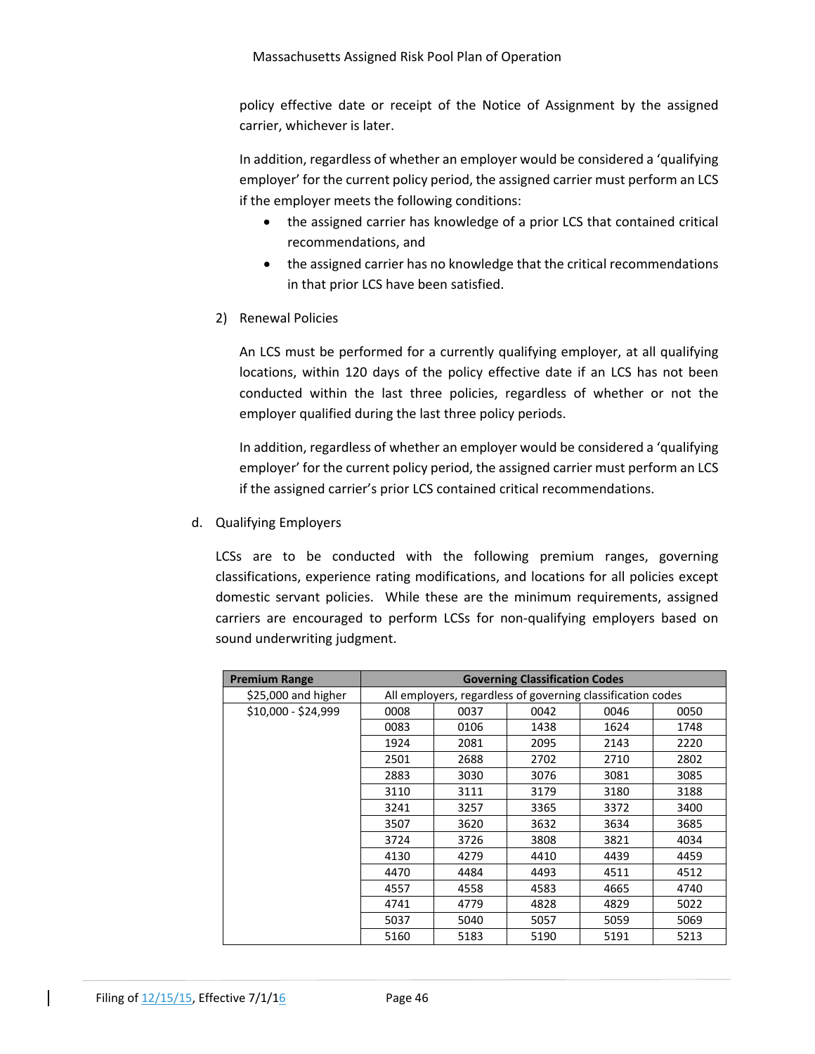policy effective date or receipt of the Notice of Assignment by the assigned carrier, whichever is later.

In addition, regardless of whether an employer would be considered a 'qualifying employer' for the current policy period, the assigned carrier must perform an LCS if the employer meets the following conditions:

- the assigned carrier has knowledge of a prior LCS that contained critical recommendations, and
- the assigned carrier has no knowledge that the critical recommendations in that prior LCS have been satisfied.

2) Renewal Policies

An LCS must be performed for a currently qualifying employer, at all qualifying locations, within 120 days of the policy effective date if an LCS has not been conducted within the last three policies, regardless of whether or not the employer qualified during the last three policy periods.

In addition, regardless of whether an employer would be considered a 'qualifying employer' for the current policy period, the assigned carrier must perform an LCS if the assigned carrier's prior LCS contained critical recommendations.

d. Qualifying Employers

LCSs are to be conducted with the following premium ranges, governing classifications, experience rating modifications, and locations for all policies except domestic servant policies. While these are the minimum requirements, assigned carriers are encouraged to perform LCSs for non-qualifying employers based on sound underwriting judgment.

| Premium Range | Governing Classification Codes | | | | |
|---|---|---|---|---|---|
| $25,000 and higher | All employers, regardless of governing classification codes | | | | |
| $10,000 - $24,999 | 0008 | 0037 | 0042 | 0046 | 0050 |
| | 0083 | 0106 | 1438 | 1624 | 1748 |
| | 1924 | 2081 | 2095 | 2143 | 2220 |
| | 2501 | 2688 | 2702 | 2710 | 2802 |
| | 2883 | 3030 | 3076 | 3081 | 3085 |
| | 3110 | 3111 | 3179 | 3180 | 3188 |
| | 3241 | 3257 | 3365 | 3372 | 3400 |
| | 3507 | 3620 | 3632 | 3634 | 3685 |
| | 3724 | 3726 | 3808 | 3821 | 4034 |
| | 4130 | 4279 | 4410 | 4439 | 4459 |
| | 4470 | 4484 | 4493 | 4511 | 4512 |
| | 4557 | 4558 | 4583 | 4665 | 4740 |
| | 4741 | 4779 | 4828 | 4829 | 5022 |
| | 5037 | 5040 | 5057 | 5059 | 5069 |
| | 5160 | 5183 | 5190 | 5191 | 5213 |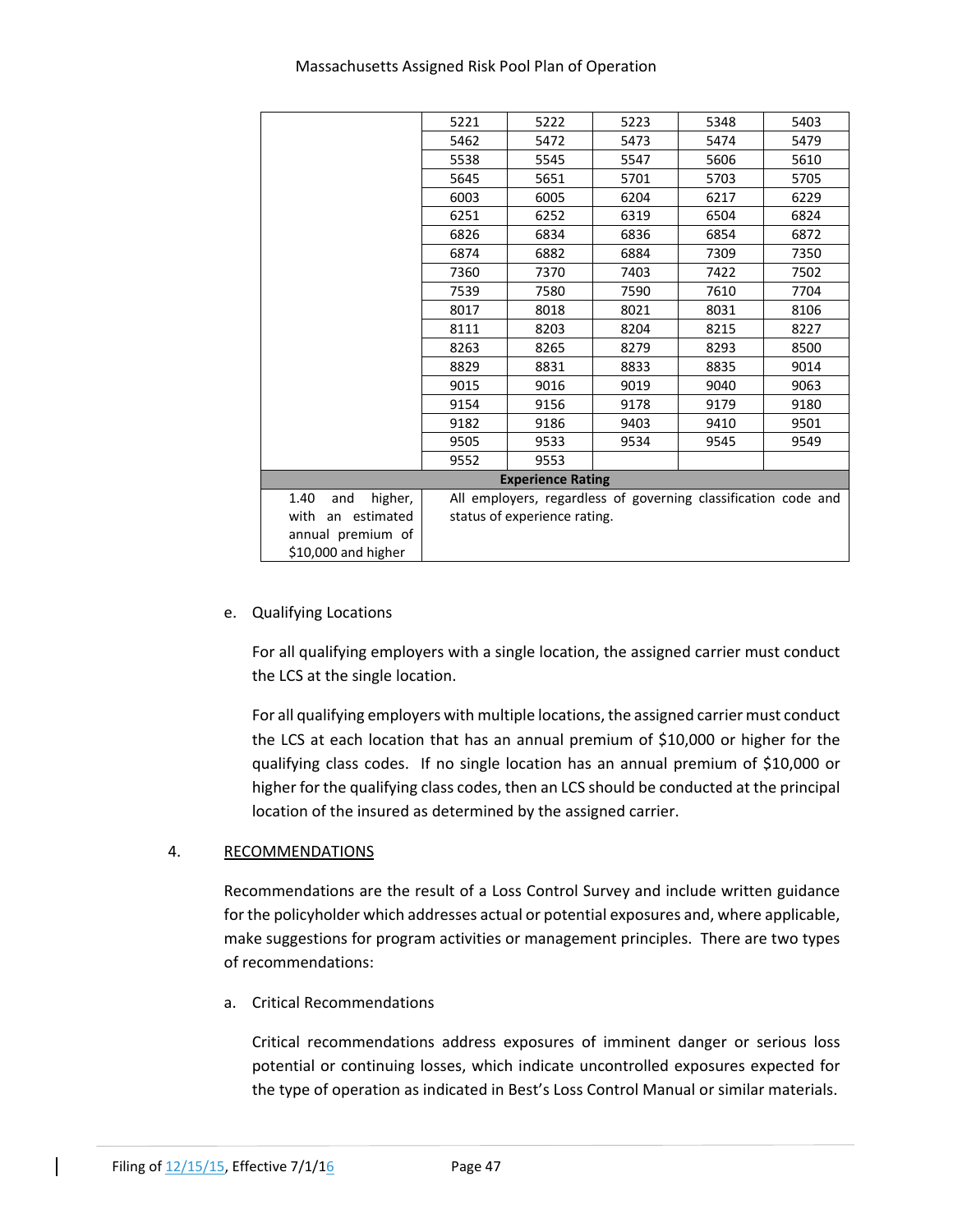| | | | | | |
|---|---|---|---|---|---|
| | 5221 | 5222 | 5223 | 5348 | 5403 |
| | 5462 | 5472 | 5473 | 5474 | 5479 |
| | 5538 | 5545 | 5547 | 5606 | 5610 |
| | 5645 | 5651 | 5701 | 5703 | 5705 |
| | 6003 | 6005 | 6204 | 6217 | 6229 |
| | 6251 | 6252 | 6319 | 6504 | 6824 |
| | 6826 | 6834 | 6836 | 6854 | 6872 |
| | 6874 | 6882 | 6884 | 7309 | 7350 |
| | 7360 | 7370 | 7403 | 7422 | 7502 |
| | 7539 | 7580 | 7590 | 7610 | 7704 |
| | 8017 | 8018 | 8021 | 8031 | 8106 |
| | 8111 | 8203 | 8204 | 8215 | 8227 |
| | 8263 | 8265 | 8279 | 8293 | 8500 |
| | 8829 | 8831 | 8833 | 8835 | 9014 |
| | 9015 | 9016 | 9019 | 9040 | 9063 |
| | 9154 | 9156 | 9178 | 9179 | 9180 |
| | 9182 | 9186 | 9403 | 9410 | 9501 |
| | 9505 | 9533 | 9534 | 9545 | 9549 |
| | 9552 | 9553 | | | |
| **Experience Rating** | | | | | |
| 1.40 and higher, with an estimated annual premium of $10,000 and higher | All employers, regardless of governing classification code and status of experience rating. | | | | |

e. Qualifying Locations

For all qualifying employers with a single location, the assigned carrier must conduct the LCS at the single location.

For all qualifying employers with multiple locations, the assigned carrier must conduct the LCS at each location that has an annual premium of $10,000 or higher for the qualifying class codes. If no single location has an annual premium of $10,000 or higher for the qualifying class codes, then an LCS should be conducted at the principal location of the insured as determined by the assigned carrier.

4. RECOMMENDATIONS

Recommendations are the result of a Loss Control Survey and include written guidance for the policyholder which addresses actual or potential exposures and, where applicable, make suggestions for program activities or management principles. There are two types of recommendations:

a. Critical Recommendations

Critical recommendations address exposures of imminent danger or serious loss potential or continuing losses, which indicate uncontrolled exposures expected for the type of operation as indicated in Best's Loss Control Manual or similar materials.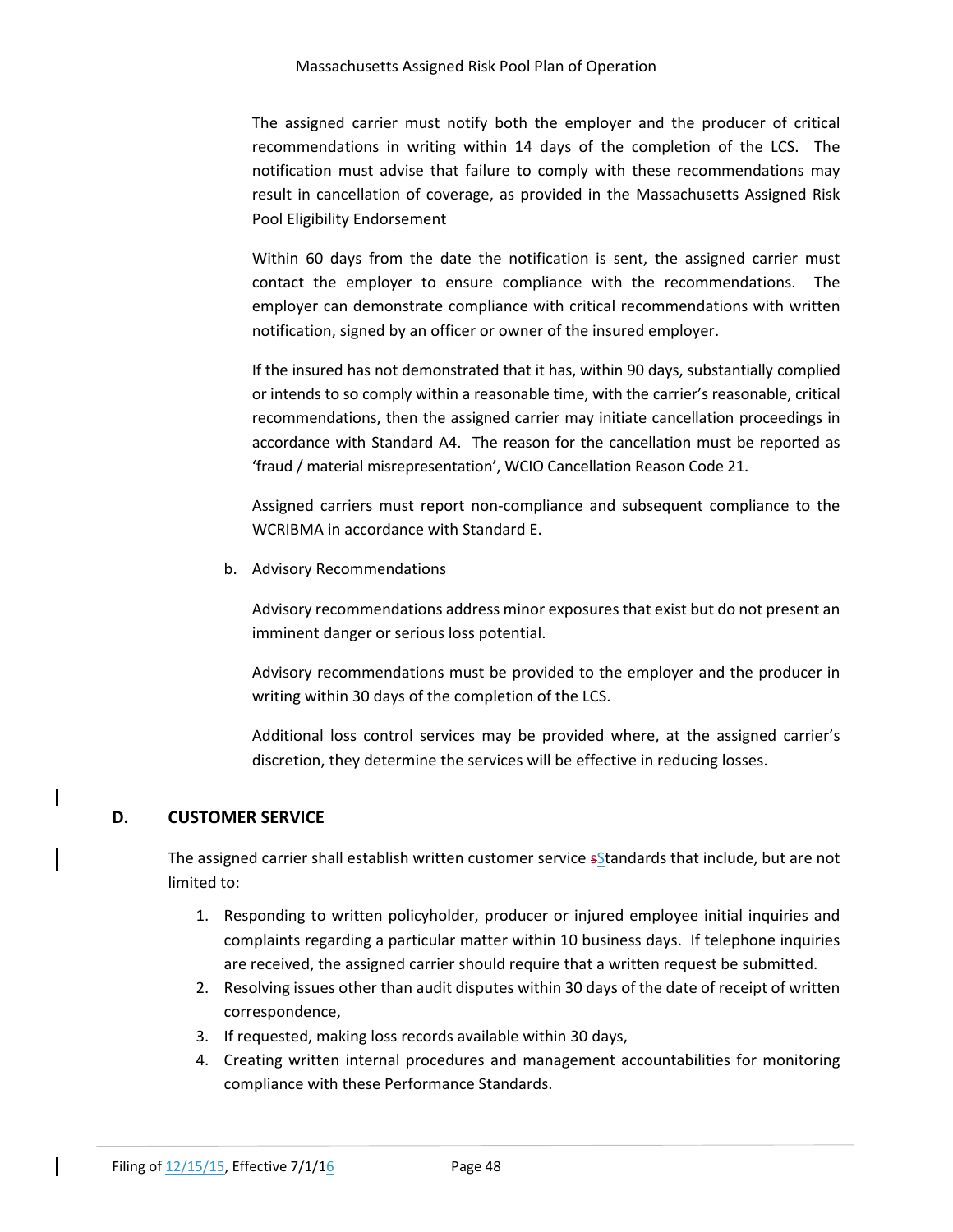The assigned carrier must notify both the employer and the producer of critical recommendations in writing within 14 days of the completion of the LCS. The notification must advise that failure to comply with these recommendations may result in cancellation of coverage, as provided in the Massachusetts Assigned Risk Pool Eligibility Endorsement

Within 60 days from the date the notification is sent, the assigned carrier must contact the employer to ensure compliance with the recommendations. The employer can demonstrate compliance with critical recommendations with written notification, signed by an officer or owner of the insured employer.

If the insured has not demonstrated that it has, within 90 days, substantially complied or intends to so comply within a reasonable time, with the carrier's reasonable, critical recommendations, then the assigned carrier may initiate cancellation proceedings in accordance with Standard A4. The reason for the cancellation must be reported as 'fraud / material misrepresentation', WCIO Cancellation Reason Code 21.

Assigned carriers must report non-compliance and subsequent compliance to the WCRIBMA in accordance with Standard E.

b. Advisory Recommendations

Advisory recommendations address minor exposures that exist but do not present an imminent danger or serious loss potential.

Advisory recommendations must be provided to the employer and the producer in writing within 30 days of the completion of the LCS.

Additional loss control services may be provided where, at the assigned carrier's discretion, they determine the services will be effective in reducing losses.

## D. CUSTOMER SERVICE

The assigned carrier shall establish written customer service ~~s~~Standards that include, but are not limited to:

1. Responding to written policyholder, producer or injured employee initial inquiries and complaints regarding a particular matter within 10 business days. If telephone inquiries are received, the assigned carrier should require that a written request be submitted.
2. Resolving issues other than audit disputes within 30 days of the date of receipt of written correspondence,
3. If requested, making loss records available within 30 days,
4. Creating written internal procedures and management accountabilities for monitoring compliance with these Performance Standards.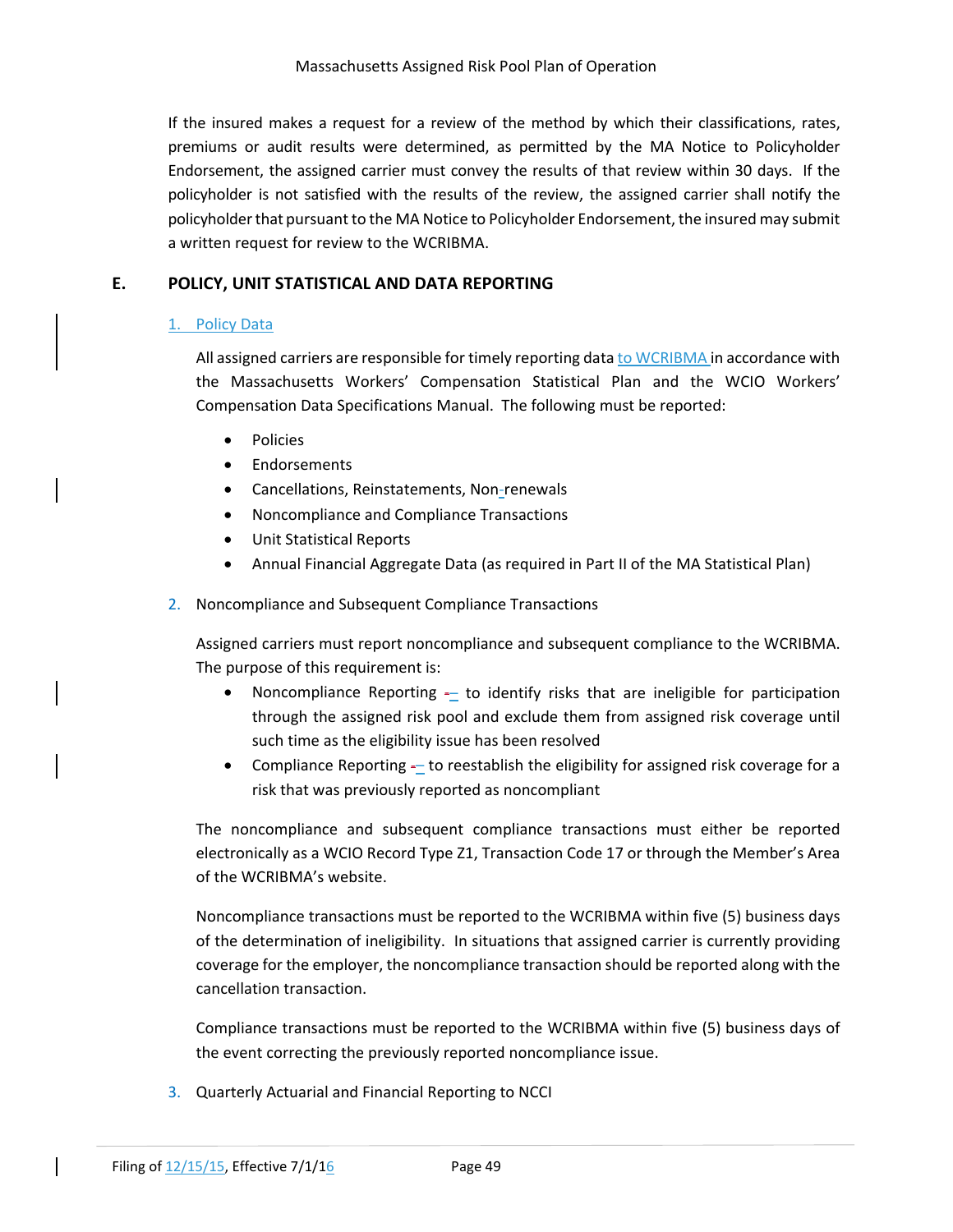If the insured makes a request for a review of the method by which their classifications, rates, premiums or audit results were determined, as permitted by the MA Notice to Policyholder Endorsement, the assigned carrier must convey the results of that review within 30 days. If the policyholder is not satisfied with the results of the review, the assigned carrier shall notify the policyholder that pursuant to the MA Notice to Policyholder Endorsement, the insured may submit a written request for review to the WCRIBMA.

## E. POLICY, UNIT STATISTICAL AND DATA REPORTING

### 1. Policy Data

All assigned carriers are responsible for timely reporting data to WCRIBMA in accordance with the Massachusetts Workers' Compensation Statistical Plan and the WCIO Workers' Compensation Data Specifications Manual. The following must be reported:

- Policies
- Endorsements
- Cancellations, Reinstatements, Non-renewals
- Noncompliance and Compliance Transactions
- Unit Statistical Reports
- Annual Financial Aggregate Data (as required in Part II of the MA Statistical Plan)

### 2. Noncompliance and Subsequent Compliance Transactions

Assigned carriers must report noncompliance and subsequent compliance to the WCRIBMA. The purpose of this requirement is:

- Noncompliance Reporting – to identify risks that are ineligible for participation through the assigned risk pool and exclude them from assigned risk coverage until such time as the eligibility issue has been resolved
- Compliance Reporting – to reestablish the eligibility for assigned risk coverage for a risk that was previously reported as noncompliant

The noncompliance and subsequent compliance transactions must either be reported electronically as a WCIO Record Type Z1, Transaction Code 17 or through the Member's Area of the WCRIBMA's website.

Noncompliance transactions must be reported to the WCRIBMA within five (5) business days of the determination of ineligibility. In situations that assigned carrier is currently providing coverage for the employer, the noncompliance transaction should be reported along with the cancellation transaction.

Compliance transactions must be reported to the WCRIBMA within five (5) business days of the event correcting the previously reported noncompliance issue.

### 3. Quarterly Actuarial and Financial Reporting to NCCI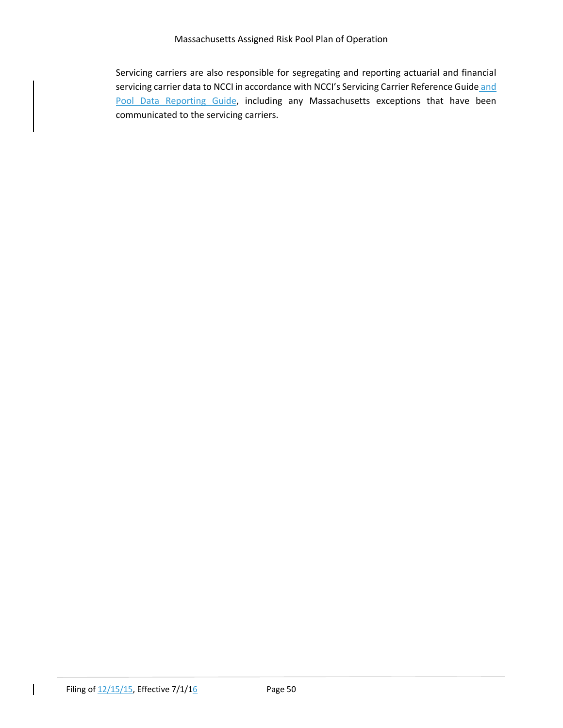Servicing carriers are also responsible for segregating and reporting actuarial and financial servicing carrier data to NCCI in accordance with NCCI's Servicing Carrier Reference Guide and Pool Data Reporting Guide, including any Massachusetts exceptions that have been communicated to the servicing carriers.